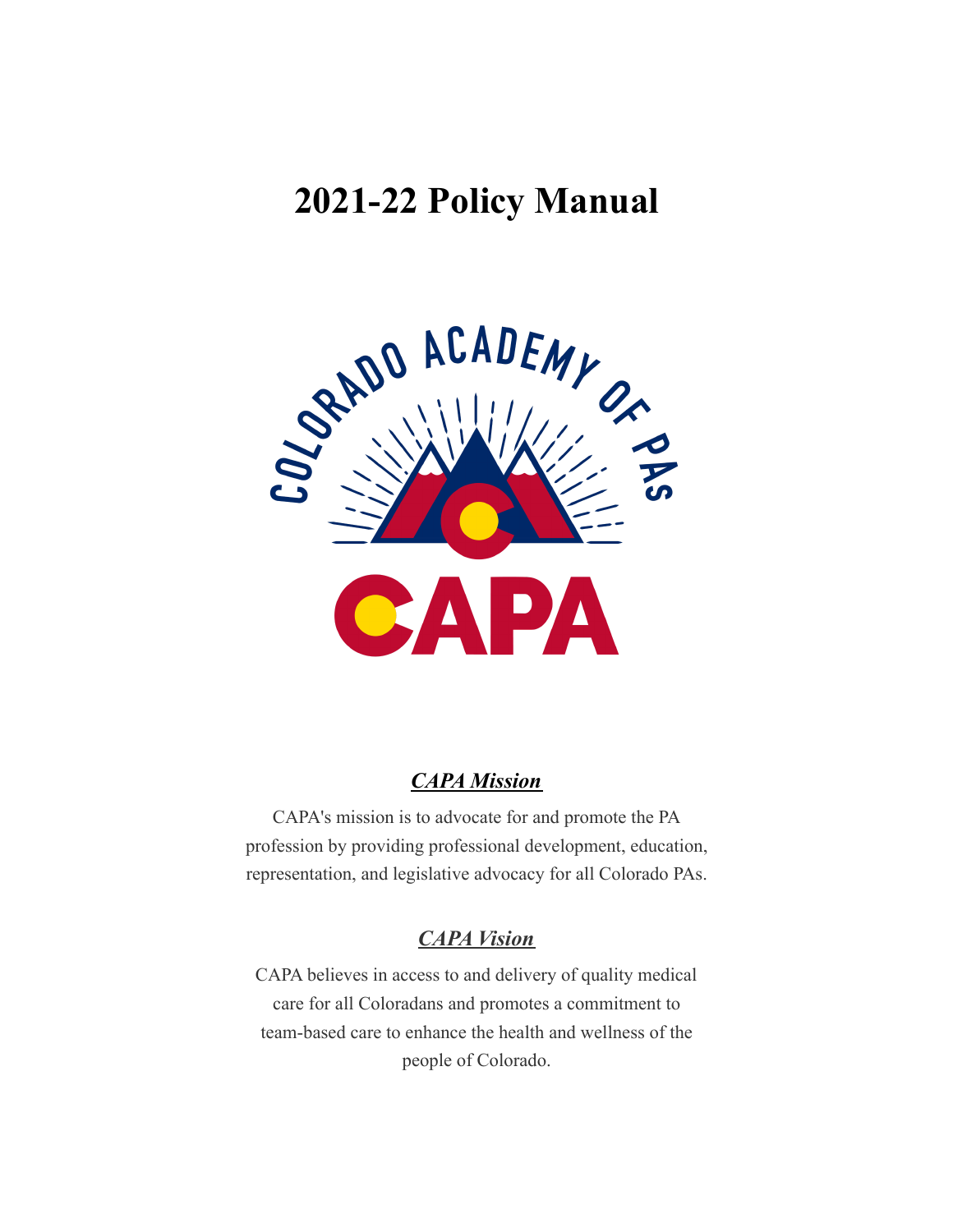# 2021-22 Policy Manual

## ***CAPA Mission***

CAPA's mission is to advocate for and promote the PA profession by providing professional development, education, representation, and legislative advocacy for all Colorado PAs.

## ***CAPA Vision***

CAPA believes in access to and delivery of quality medical care for all Coloradans and promotes a commitment to team-based care to enhance the health and wellness of the people of Colorado.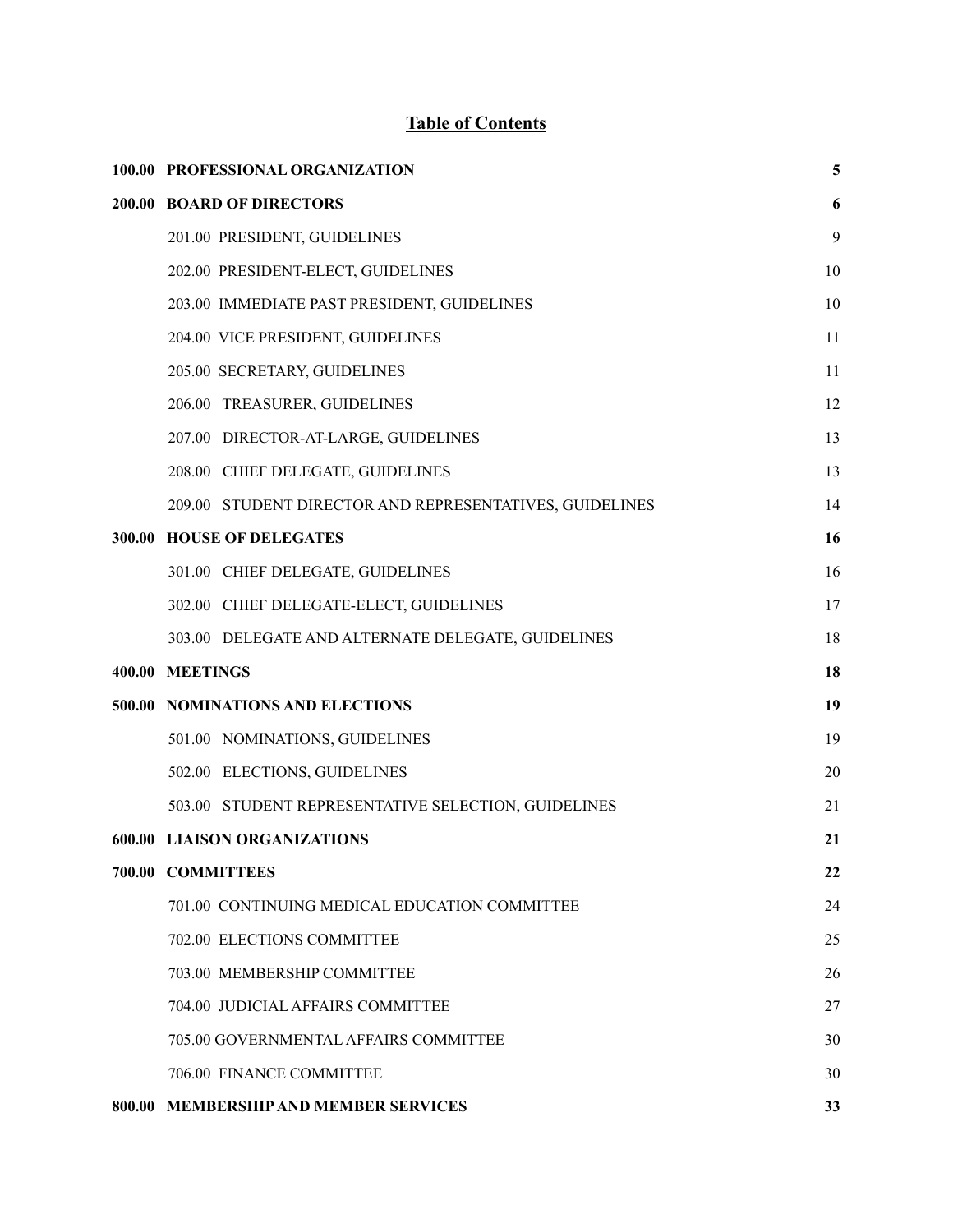# Table of Contents

| | | |
|---|---|---|
| **100.00** | **PROFESSIONAL ORGANIZATION** | **5** |
| **200.00** | **BOARD OF DIRECTORS** | **6** |
| | 201.00 PRESIDENT, GUIDELINES | 9 |
| | 202.00 PRESIDENT-ELECT, GUIDELINES | 10 |
| | 203.00 IMMEDIATE PAST PRESIDENT, GUIDELINES | 10 |
| | 204.00 VICE PRESIDENT, GUIDELINES | 11 |
| | 205.00 SECRETARY, GUIDELINES | 11 |
| | 206.00 TREASURER, GUIDELINES | 12 |
| | 207.00 DIRECTOR-AT-LARGE, GUIDELINES | 13 |
| | 208.00 CHIEF DELEGATE, GUIDELINES | 13 |
| | 209.00 STUDENT DIRECTOR AND REPRESENTATIVES, GUIDELINES | 14 |
| **300.00** | **HOUSE OF DELEGATES** | **16** |
| | 301.00 CHIEF DELEGATE, GUIDELINES | 16 |
| | 302.00 CHIEF DELEGATE-ELECT, GUIDELINES | 17 |
| | 303.00 DELEGATE AND ALTERNATE DELEGATE, GUIDELINES | 18 |
| **400.00** | **MEETINGS** | **18** |
| **500.00** | **NOMINATIONS AND ELECTIONS** | **19** |
| | 501.00 NOMINATIONS, GUIDELINES | 19 |
| | 502.00 ELECTIONS, GUIDELINES | 20 |
| | 503.00 STUDENT REPRESENTATIVE SELECTION, GUIDELINES | 21 |
| **600.00** | **LIAISON ORGANIZATIONS** | **21** |
| **700.00** | **COMMITTEES** | **22** |
| | 701.00 CONTINUING MEDICAL EDUCATION COMMITTEE | 24 |
| | 702.00 ELECTIONS COMMITTEE | 25 |
| | 703.00 MEMBERSHIP COMMITTEE | 26 |
| | 704.00 JUDICIAL AFFAIRS COMMITTEE | 27 |
| | 705.00 GOVERNMENTAL AFFAIRS COMMITTEE | 30 |
| | 706.00 FINANCE COMMITTEE | 30 |
| **800.00** | **MEMBERSHIP AND MEMBER SERVICES** | **33** |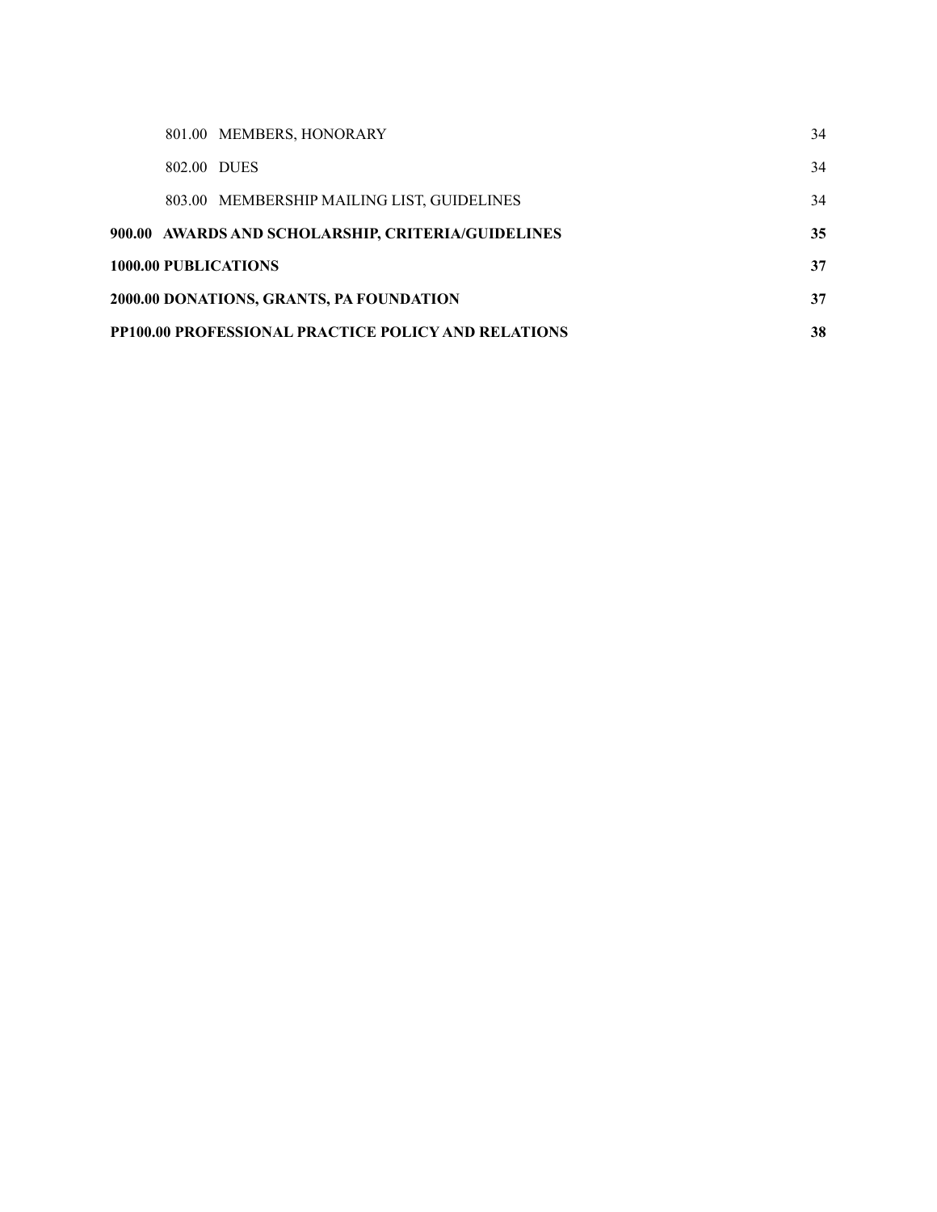801.00 MEMBERS, HONORARY 34

802.00 DUES 34

803.00 MEMBERSHIP MAILING LIST, GUIDELINES 34

**900.00 AWARDS AND SCHOLARSHIP, CRITERIA/GUIDELINES 35**

**1000.00 PUBLICATIONS 37**

**2000.00 DONATIONS, GRANTS, PA FOUNDATION 37**

**PP100.00 PROFESSIONAL PRACTICE POLICY AND RELATIONS 38**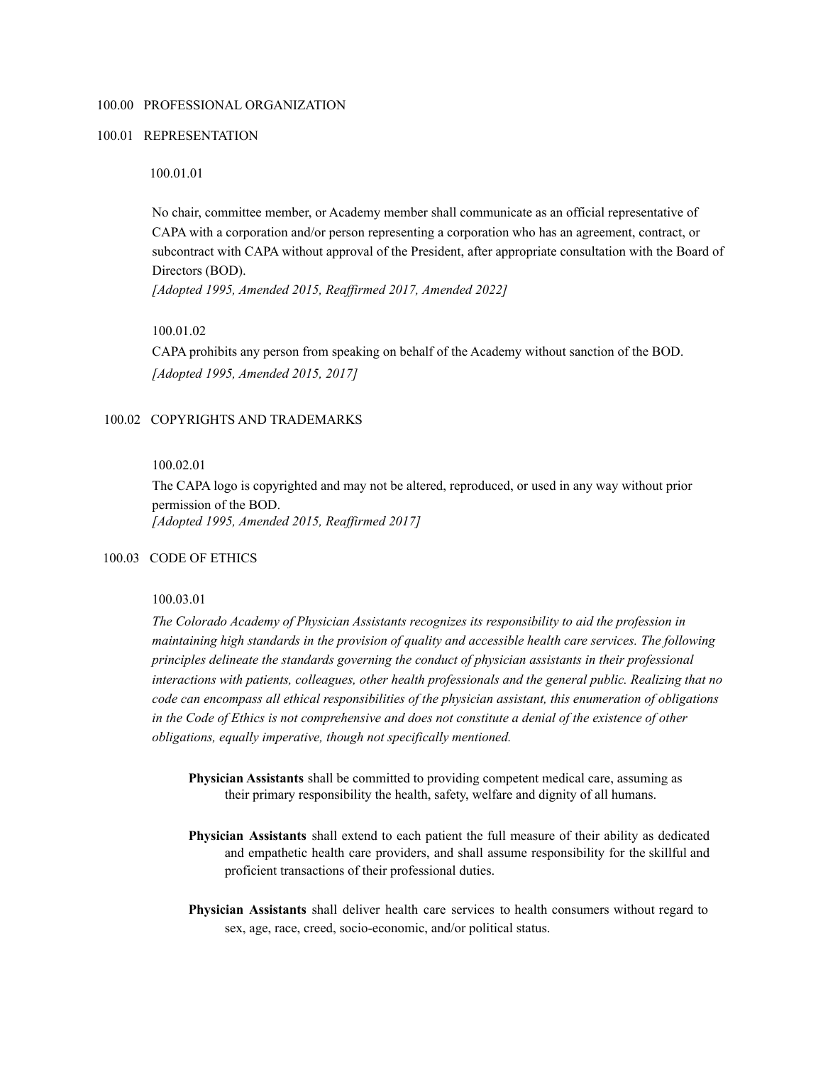## 100.00 PROFESSIONAL ORGANIZATION

### 100.01 REPRESENTATION

100.01.01

No chair, committee member, or Academy member shall communicate as an official representative of CAPA with a corporation and/or person representing a corporation who has an agreement, contract, or subcontract with CAPA without approval of the President, after appropriate consultation with the Board of Directors (BOD).
*[Adopted 1995, Amended 2015, Reaffirmed 2017, Amended 2022]*

100.01.02

CAPA prohibits any person from speaking on behalf of the Academy without sanction of the BOD.
*[Adopted 1995, Amended 2015, 2017]*

### 100.02 COPYRIGHTS AND TRADEMARKS

100.02.01

The CAPA logo is copyrighted and may not be altered, reproduced, or used in any way without prior permission of the BOD.
*[Adopted 1995, Amended 2015, Reaffirmed 2017]*

### 100.03 CODE OF ETHICS

100.03.01

*The Colorado Academy of Physician Assistants recognizes its responsibility to aid the profession in maintaining high standards in the provision of quality and accessible health care services. The following principles delineate the standards governing the conduct of physician assistants in their professional interactions with patients, colleagues, other health professionals and the general public. Realizing that no code can encompass all ethical responsibilities of the physician assistant, this enumeration of obligations in the Code of Ethics is not comprehensive and does not constitute a denial of the existence of other obligations, equally imperative, though not specifically mentioned.*

**Physician Assistants** shall be committed to providing competent medical care, assuming as their primary responsibility the health, safety, welfare and dignity of all humans.

**Physician Assistants** shall extend to each patient the full measure of their ability as dedicated and empathetic health care providers, and shall assume responsibility for the skillful and proficient transactions of their professional duties.

**Physician Assistants** shall deliver health care services to health consumers without regard to sex, age, race, creed, socio-economic, and/or political status.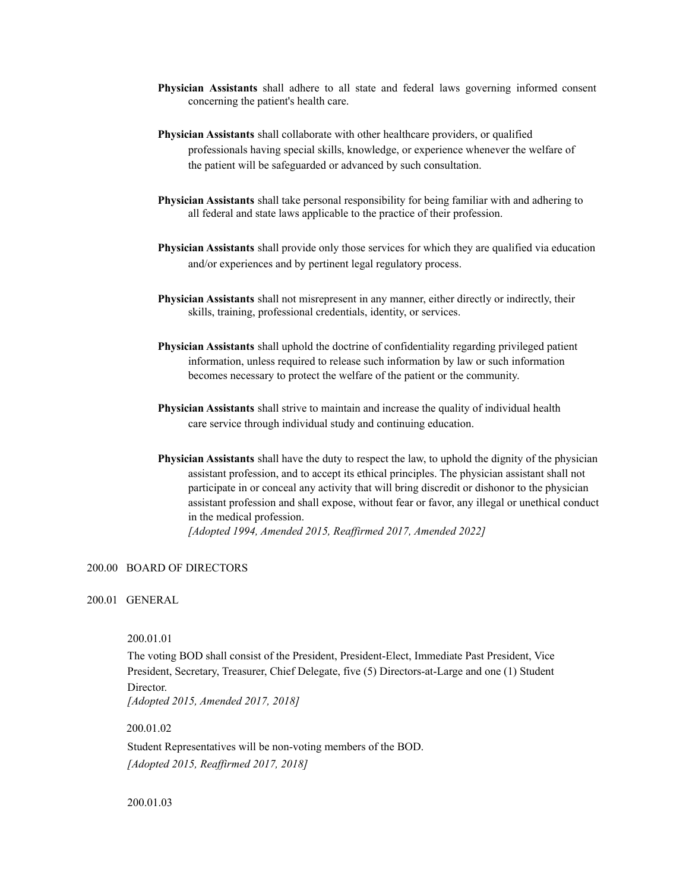**Physician Assistants** shall adhere to all state and federal laws governing informed consent concerning the patient's health care.

**Physician Assistants** shall collaborate with other healthcare providers, or qualified professionals having special skills, knowledge, or experience whenever the welfare of the patient will be safeguarded or advanced by such consultation.

**Physician Assistants** shall take personal responsibility for being familiar with and adhering to all federal and state laws applicable to the practice of their profession.

**Physician Assistants** shall provide only those services for which they are qualified via education and/or experiences and by pertinent legal regulatory process.

**Physician Assistants** shall not misrepresent in any manner, either directly or indirectly, their skills, training, professional credentials, identity, or services.

**Physician Assistants** shall uphold the doctrine of confidentiality regarding privileged patient information, unless required to release such information by law or such information becomes necessary to protect the welfare of the patient or the community.

**Physician Assistants** shall strive to maintain and increase the quality of individual health care service through individual study and continuing education.

**Physician Assistants** shall have the duty to respect the law, to uphold the dignity of the physician assistant profession, and to accept its ethical principles. The physician assistant shall not participate in or conceal any activity that will bring discredit or dishonor to the physician assistant profession and shall expose, without fear or favor, any illegal or unethical conduct in the medical profession.
*[Adopted 1994, Amended 2015, Reaffirmed 2017, Amended 2022]*

## 200.00 BOARD OF DIRECTORS

### 200.01 GENERAL

200.01.01

The voting BOD shall consist of the President, President-Elect, Immediate Past President, Vice President, Secretary, Treasurer, Chief Delegate, five (5) Directors-at-Large and one (1) Student Director.
*[Adopted 2015, Amended 2017, 2018]*

200.01.02

Student Representatives will be non-voting members of the BOD.
*[Adopted 2015, Reaffirmed 2017, 2018]*

200.01.03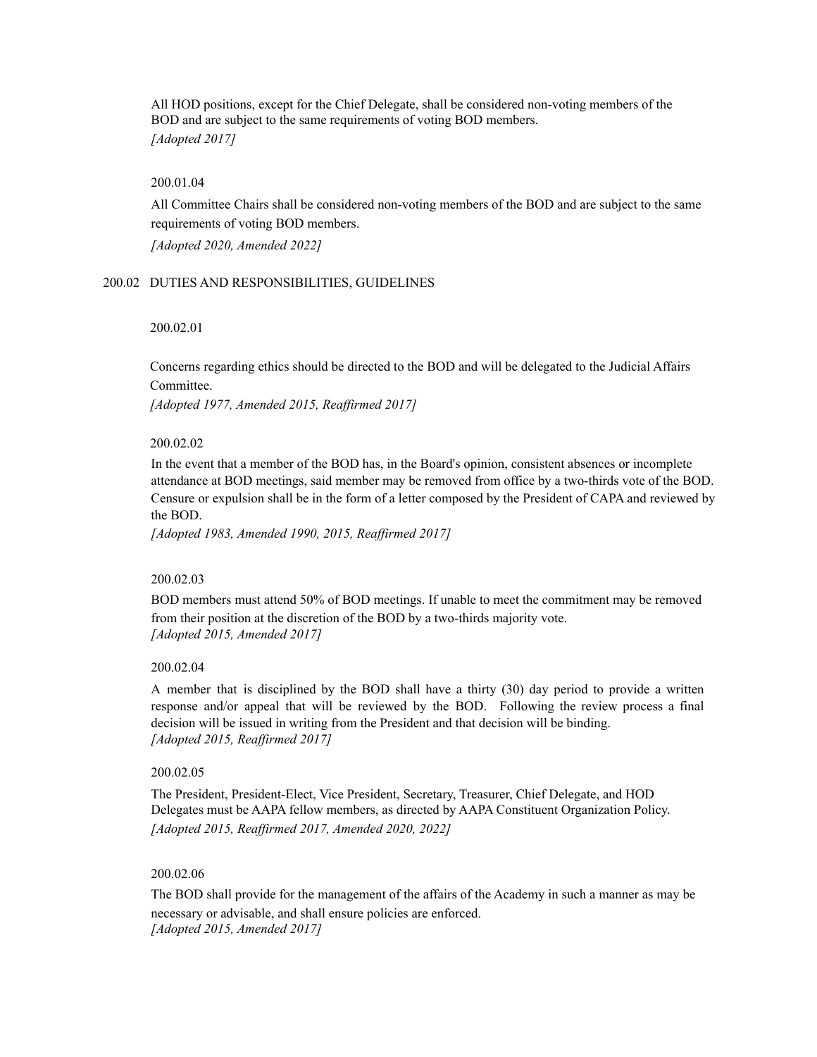All HOD positions, except for the Chief Delegate, shall be considered non-voting members of the BOD and are subject to the same requirements of voting BOD members.
*[Adopted 2017]*

200.01.04

All Committee Chairs shall be considered non-voting members of the BOD and are subject to the same requirements of voting BOD members.

*[Adopted 2020, Amended 2022]*

## 200.02 DUTIES AND RESPONSIBILITIES, GUIDELINES

200.02.01

Concerns regarding ethics should be directed to the BOD and will be delegated to the Judicial Affairs Committee.
*[Adopted 1977, Amended 2015, Reaffirmed 2017]*

200.02.02

In the event that a member of the BOD has, in the Board's opinion, consistent absences or incomplete attendance at BOD meetings, said member may be removed from office by a two-thirds vote of the BOD. Censure or expulsion shall be in the form of a letter composed by the President of CAPA and reviewed by the BOD.
*[Adopted 1983, Amended 1990, 2015, Reaffirmed 2017]*

200.02.03

BOD members must attend 50% of BOD meetings. If unable to meet the commitment may be removed from their position at the discretion of the BOD by a two-thirds majority vote.
*[Adopted 2015, Amended 2017]*

200.02.04

A member that is disciplined by the BOD shall have a thirty (30) day period to provide a written response and/or appeal that will be reviewed by the BOD. Following the review process a final decision will be issued in writing from the President and that decision will be binding.
*[Adopted 2015, Reaffirmed 2017]*

200.02.05

The President, President-Elect, Vice President, Secretary, Treasurer, Chief Delegate, and HOD Delegates must be AAPA fellow members, as directed by AAPA Constituent Organization Policy.
*[Adopted 2015, Reaffirmed 2017, Amended 2020, 2022]*

200.02.06

The BOD shall provide for the management of the affairs of the Academy in such a manner as may be necessary or advisable, and shall ensure policies are enforced.
*[Adopted 2015, Amended 2017]*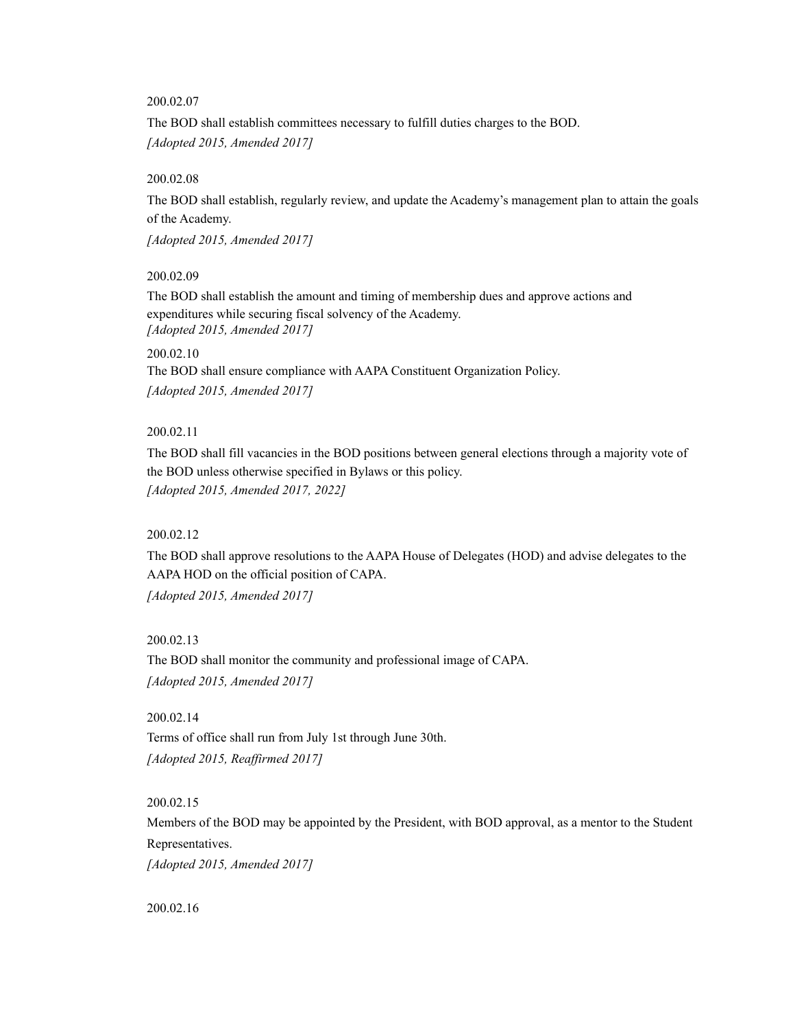200.02.07

The BOD shall establish committees necessary to fulfill duties charges to the BOD.

*[Adopted 2015, Amended 2017]*

200.02.08

The BOD shall establish, regularly review, and update the Academy's management plan to attain the goals of the Academy.

*[Adopted 2015, Amended 2017]*

200.02.09

The BOD shall establish the amount and timing of membership dues and approve actions and expenditures while securing fiscal solvency of the Academy.

*[Adopted 2015, Amended 2017]*

200.02.10

The BOD shall ensure compliance with AAPA Constituent Organization Policy.

*[Adopted 2015, Amended 2017]*

200.02.11

The BOD shall fill vacancies in the BOD positions between general elections through a majority vote of the BOD unless otherwise specified in Bylaws or this policy.

*[Adopted 2015, Amended 2017, 2022]*

200.02.12

The BOD shall approve resolutions to the AAPA House of Delegates (HOD) and advise delegates to the AAPA HOD on the official position of CAPA.

*[Adopted 2015, Amended 2017]*

200.02.13

The BOD shall monitor the community and professional image of CAPA.

*[Adopted 2015, Amended 2017]*

200.02.14

Terms of office shall run from July 1st through June 30th.

*[Adopted 2015, Reaffirmed 2017]*

200.02.15

Members of the BOD may be appointed by the President, with BOD approval, as a mentor to the Student Representatives.

*[Adopted 2015, Amended 2017]*

200.02.16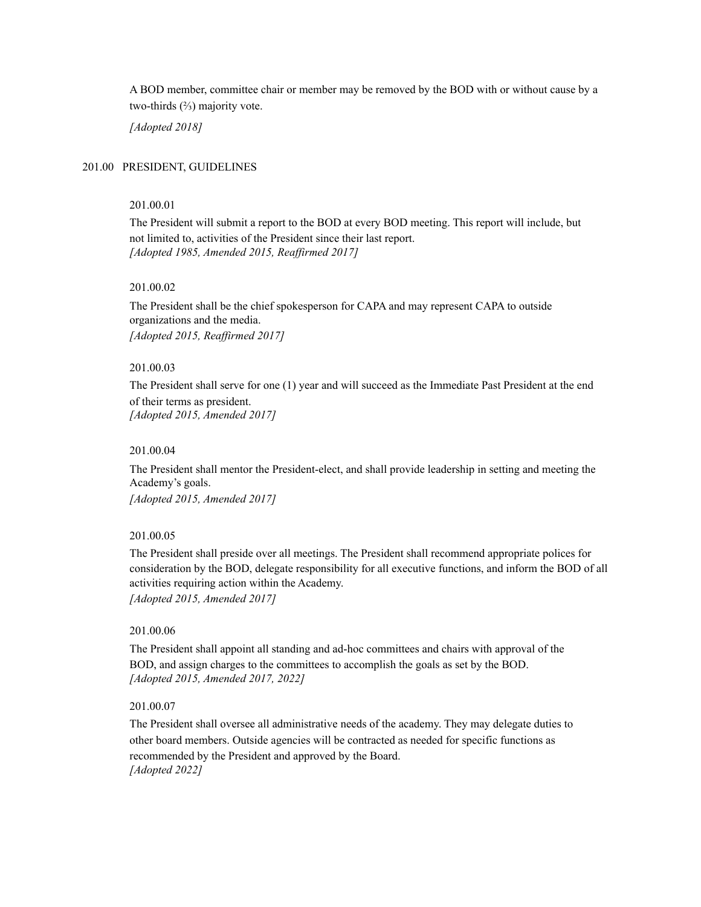A BOD member, committee chair or member may be removed by the BOD with or without cause by a two-thirds (⅔) majority vote.

*[Adopted 2018]*

## 201.00 PRESIDENT, GUIDELINES

201.00.01

The President will submit a report to the BOD at every BOD meeting. This report will include, but not limited to, activities of the President since their last report.
*[Adopted 1985, Amended 2015, Reaffirmed 2017]*

201.00.02

The President shall be the chief spokesperson for CAPA and may represent CAPA to outside organizations and the media.
*[Adopted 2015, Reaffirmed 2017]*

201.00.03

The President shall serve for one (1) year and will succeed as the Immediate Past President at the end of their terms as president.
*[Adopted 2015, Amended 2017]*

201.00.04

The President shall mentor the President-elect, and shall provide leadership in setting and meeting the Academy's goals.
*[Adopted 2015, Amended 2017]*

201.00.05

The President shall preside over all meetings. The President shall recommend appropriate polices for consideration by the BOD, delegate responsibility for all executive functions, and inform the BOD of all activities requiring action within the Academy.
*[Adopted 2015, Amended 2017]*

201.00.06

The President shall appoint all standing and ad-hoc committees and chairs with approval of the BOD, and assign charges to the committees to accomplish the goals as set by the BOD.
*[Adopted 2015, Amended 2017, 2022]*

201.00.07

The President shall oversee all administrative needs of the academy. They may delegate duties to other board members. Outside agencies will be contracted as needed for specific functions as recommended by the President and approved by the Board.
*[Adopted 2022]*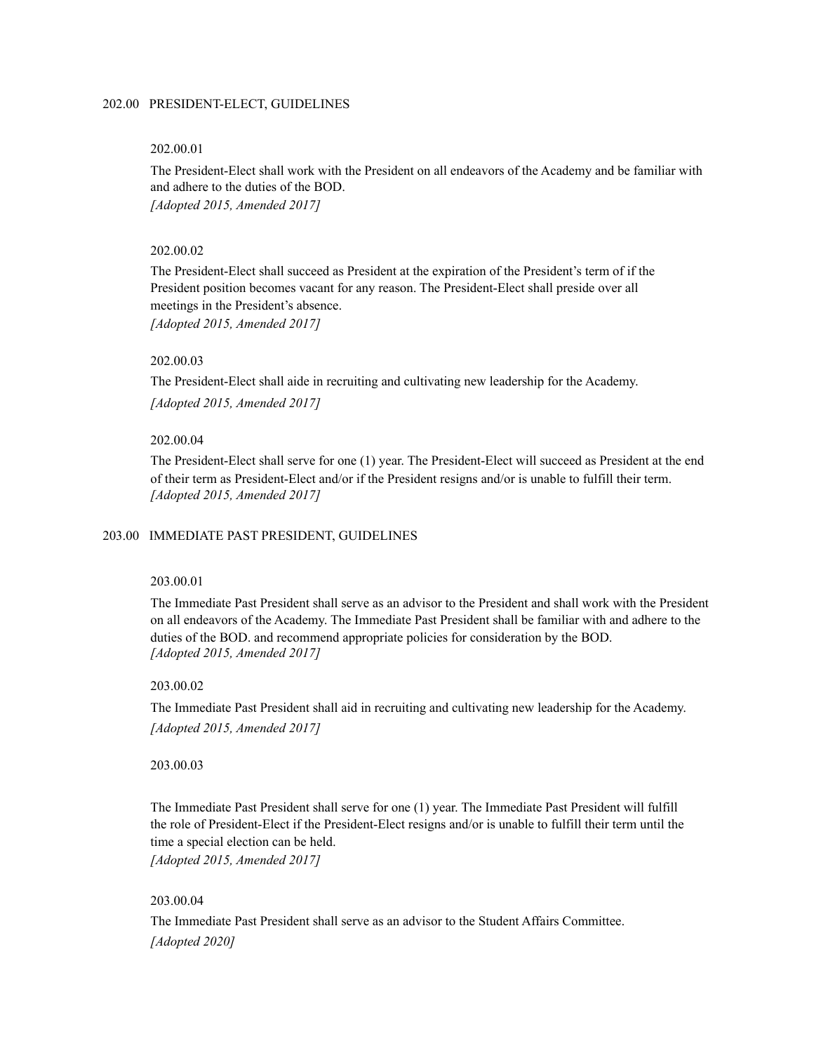## 202.00 PRESIDENT-ELECT, GUIDELINES

202.00.01

The President-Elect shall work with the President on all endeavors of the Academy and be familiar with and adhere to the duties of the BOD.
*[Adopted 2015, Amended 2017]*

202.00.02

The President-Elect shall succeed as President at the expiration of the President's term of if the President position becomes vacant for any reason. The President-Elect shall preside over all meetings in the President's absence.
*[Adopted 2015, Amended 2017]*

202.00.03

The President-Elect shall aide in recruiting and cultivating new leadership for the Academy.
*[Adopted 2015, Amended 2017]*

202.00.04

The President-Elect shall serve for one (1) year. The President-Elect will succeed as President at the end of their term as President-Elect and/or if the President resigns and/or is unable to fulfill their term.
*[Adopted 2015, Amended 2017]*

## 203.00 IMMEDIATE PAST PRESIDENT, GUIDELINES

203.00.01

The Immediate Past President shall serve as an advisor to the President and shall work with the President on all endeavors of the Academy. The Immediate Past President shall be familiar with and adhere to the duties of the BOD. and recommend appropriate policies for consideration by the BOD.
*[Adopted 2015, Amended 2017]*

203.00.02

The Immediate Past President shall aid in recruiting and cultivating new leadership for the Academy.
*[Adopted 2015, Amended 2017]*

203.00.03

The Immediate Past President shall serve for one (1) year. The Immediate Past President will fulfill the role of President-Elect if the President-Elect resigns and/or is unable to fulfill their term until the time a special election can be held.
*[Adopted 2015, Amended 2017]*

203.00.04

The Immediate Past President shall serve as an advisor to the Student Affairs Committee.
*[Adopted 2020]*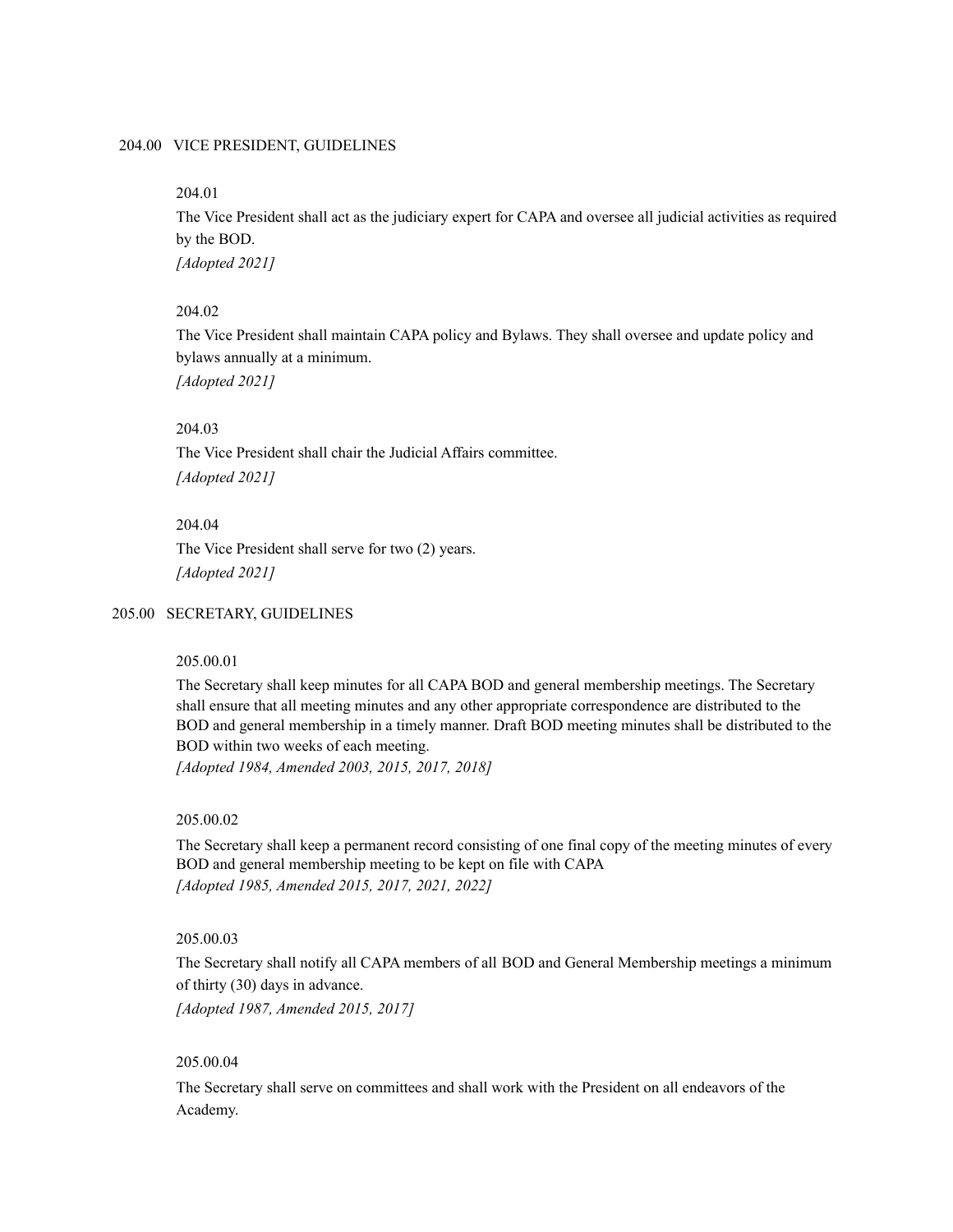## 204.00 VICE PRESIDENT, GUIDELINES

204.01

The Vice President shall act as the judiciary expert for CAPA and oversee all judicial activities as required by the BOD.

*[Adopted 2021]*

204.02

The Vice President shall maintain CAPA policy and Bylaws. They shall oversee and update policy and bylaws annually at a minimum.

*[Adopted 2021]*

204.03

The Vice President shall chair the Judicial Affairs committee.

*[Adopted 2021]*

204.04

The Vice President shall serve for two (2) years.

*[Adopted 2021]*

## 205.00 SECRETARY, GUIDELINES

205.00.01

The Secretary shall keep minutes for all CAPA BOD and general membership meetings. The Secretary shall ensure that all meeting minutes and any other appropriate correspondence are distributed to the BOD and general membership in a timely manner. Draft BOD meeting minutes shall be distributed to the BOD within two weeks of each meeting.

*[Adopted 1984, Amended 2003, 2015, 2017, 2018]*

205.00.02

The Secretary shall keep a permanent record consisting of one final copy of the meeting minutes of every BOD and general membership meeting to be kept on file with CAPA

*[Adopted 1985, Amended 2015, 2017, 2021, 2022]*

205.00.03

The Secretary shall notify all CAPA members of all BOD and General Membership meetings a minimum of thirty (30) days in advance.

*[Adopted 1987, Amended 2015, 2017]*

205.00.04

The Secretary shall serve on committees and shall work with the President on all endeavors of the Academy.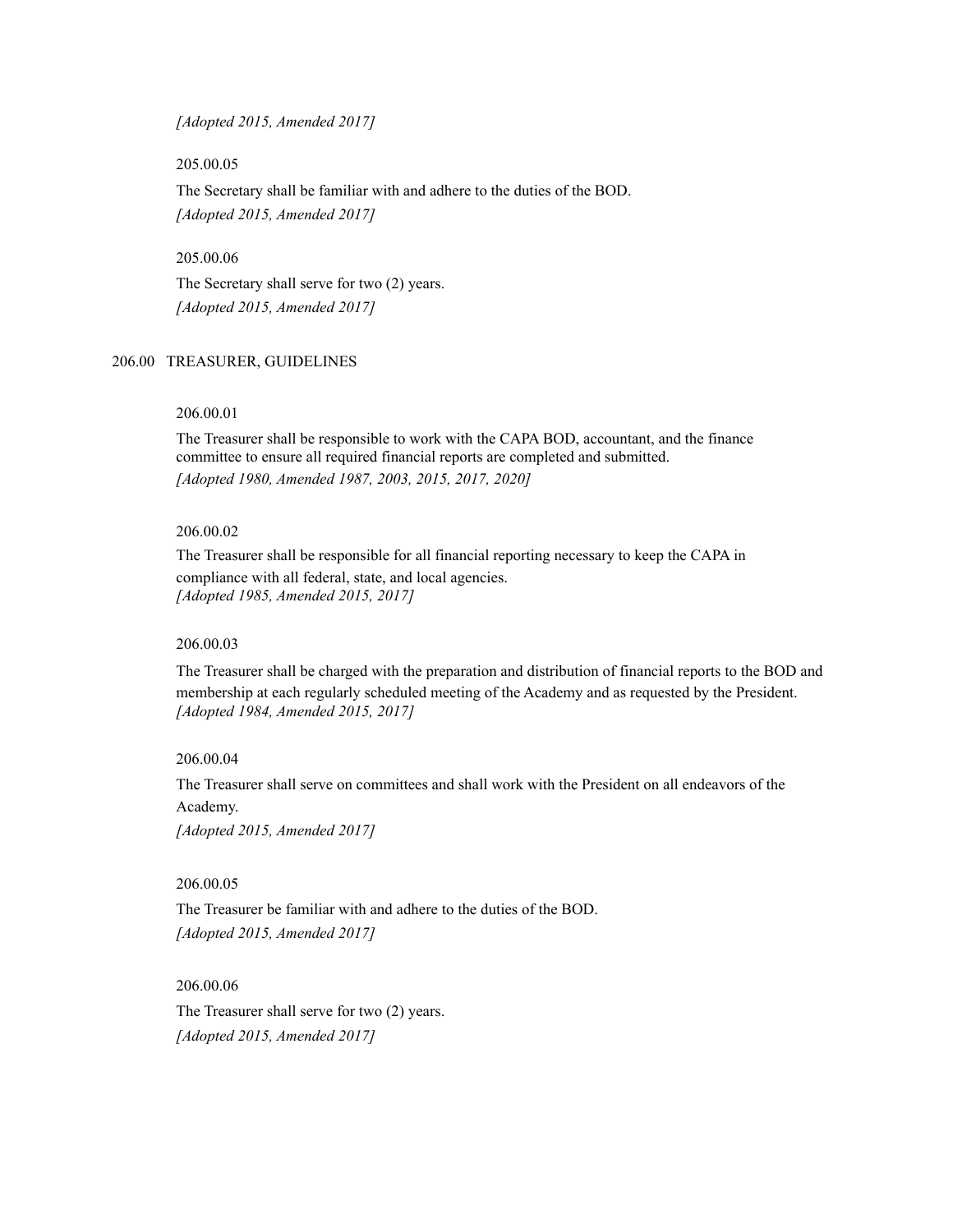*[Adopted 2015, Amended 2017]*

205.00.05

The Secretary shall be familiar with and adhere to the duties of the BOD.
*[Adopted 2015, Amended 2017]*

205.00.06

The Secretary shall serve for two (2) years.
*[Adopted 2015, Amended 2017]*

## 206.00 TREASURER, GUIDELINES

206.00.01

The Treasurer shall be responsible to work with the CAPA BOD, accountant, and the finance committee to ensure all required financial reports are completed and submitted.
*[Adopted 1980, Amended 1987, 2003, 2015, 2017, 2020]*

206.00.02

The Treasurer shall be responsible for all financial reporting necessary to keep the CAPA in compliance with all federal, state, and local agencies.
*[Adopted 1985, Amended 2015, 2017]*

206.00.03

The Treasurer shall be charged with the preparation and distribution of financial reports to the BOD and membership at each regularly scheduled meeting of the Academy and as requested by the President.
*[Adopted 1984, Amended 2015, 2017]*

206.00.04

The Treasurer shall serve on committees and shall work with the President on all endeavors of the Academy.
*[Adopted 2015, Amended 2017]*

206.00.05

The Treasurer be familiar with and adhere to the duties of the BOD.
*[Adopted 2015, Amended 2017]*

206.00.06

The Treasurer shall serve for two (2) years.
*[Adopted 2015, Amended 2017]*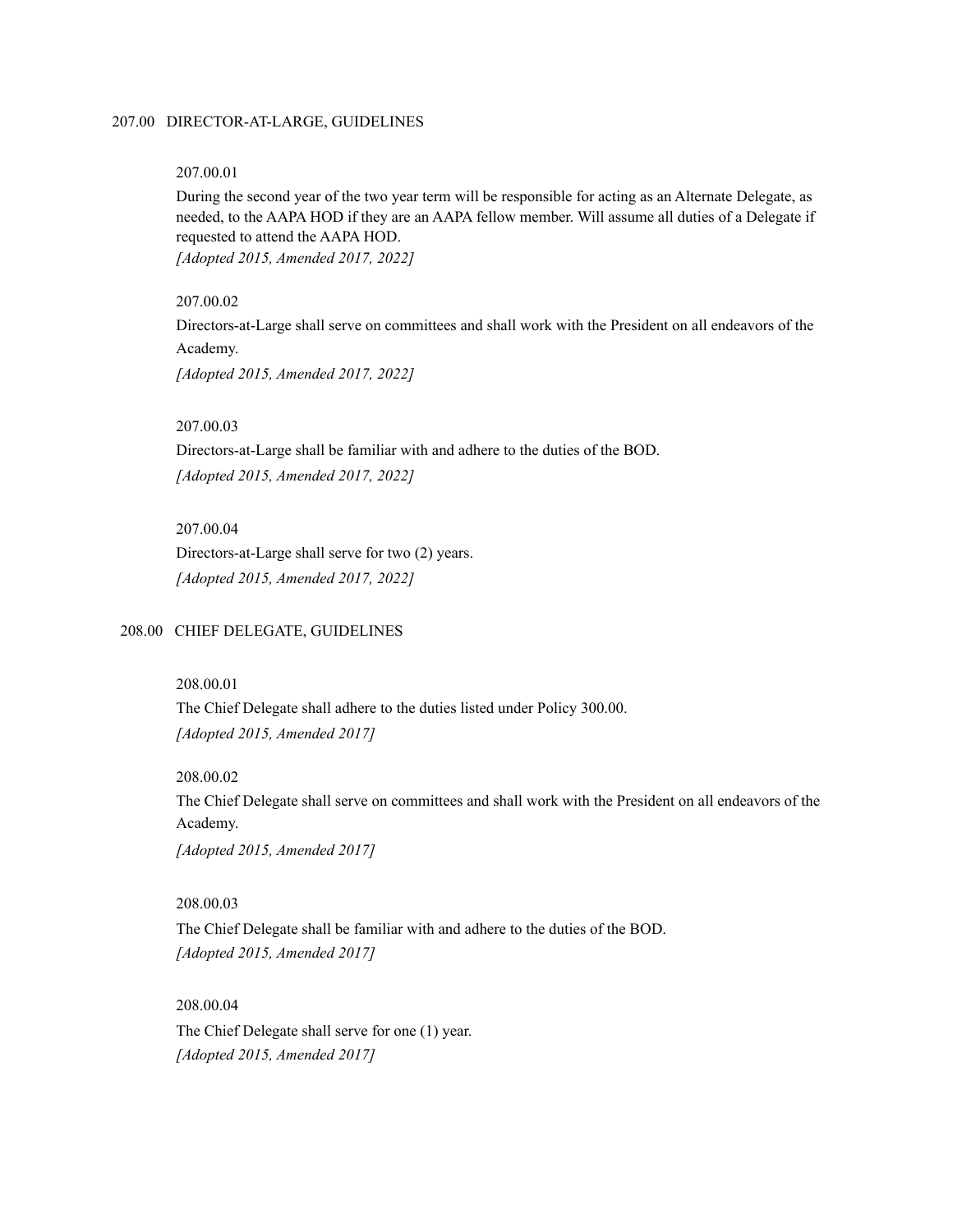## 207.00 DIRECTOR-AT-LARGE, GUIDELINES

207.00.01

During the second year of the two year term will be responsible for acting as an Alternate Delegate, as needed, to the AAPA HOD if they are an AAPA fellow member. Will assume all duties of a Delegate if requested to attend the AAPA HOD.

*[Adopted 2015, Amended 2017, 2022]*

207.00.02

Directors-at-Large shall serve on committees and shall work with the President on all endeavors of the Academy.

*[Adopted 2015, Amended 2017, 2022]*

207.00.03

Directors-at-Large shall be familiar with and adhere to the duties of the BOD.

*[Adopted 2015, Amended 2017, 2022]*

207.00.04

Directors-at-Large shall serve for two (2) years.

*[Adopted 2015, Amended 2017, 2022]*

## 208.00 CHIEF DELEGATE, GUIDELINES

208.00.01

The Chief Delegate shall adhere to the duties listed under Policy 300.00.

*[Adopted 2015, Amended 2017]*

208.00.02

The Chief Delegate shall serve on committees and shall work with the President on all endeavors of the Academy.

*[Adopted 2015, Amended 2017]*

208.00.03

The Chief Delegate shall be familiar with and adhere to the duties of the BOD.

*[Adopted 2015, Amended 2017]*

208.00.04

The Chief Delegate shall serve for one (1) year.

*[Adopted 2015, Amended 2017]*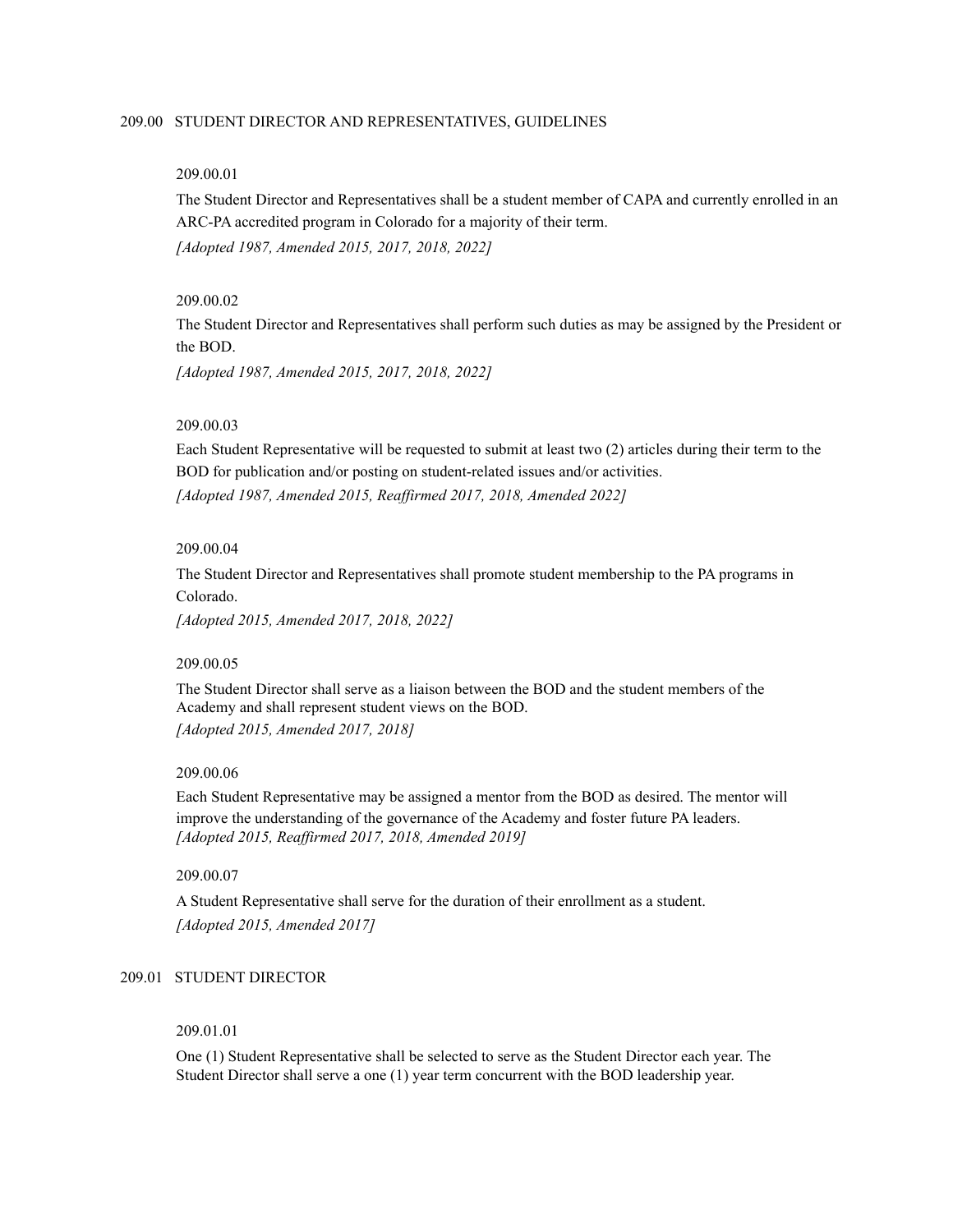## 209.00 STUDENT DIRECTOR AND REPRESENTATIVES, GUIDELINES

209.00.01

The Student Director and Representatives shall be a student member of CAPA and currently enrolled in an ARC-PA accredited program in Colorado for a majority of their term.

*[Adopted 1987, Amended 2015, 2017, 2018, 2022]*

209.00.02

The Student Director and Representatives shall perform such duties as may be assigned by the President or the BOD.

*[Adopted 1987, Amended 2015, 2017, 2018, 2022]*

209.00.03

Each Student Representative will be requested to submit at least two (2) articles during their term to the BOD for publication and/or posting on student-related issues and/or activities.

*[Adopted 1987, Amended 2015, Reaffirmed 2017, 2018, Amended 2022]*

209.00.04

The Student Director and Representatives shall promote student membership to the PA programs in Colorado.

*[Adopted 2015, Amended 2017, 2018, 2022]*

209.00.05

The Student Director shall serve as a liaison between the BOD and the student members of the Academy and shall represent student views on the BOD.

*[Adopted 2015, Amended 2017, 2018]*

209.00.06

Each Student Representative may be assigned a mentor from the BOD as desired. The mentor will improve the understanding of the governance of the Academy and foster future PA leaders.

*[Adopted 2015, Reaffirmed 2017, 2018, Amended 2019]*

209.00.07

A Student Representative shall serve for the duration of their enrollment as a student.

*[Adopted 2015, Amended 2017]*

## 209.01 STUDENT DIRECTOR

209.01.01

One (1) Student Representative shall be selected to serve as the Student Director each year. The Student Director shall serve a one (1) year term concurrent with the BOD leadership year.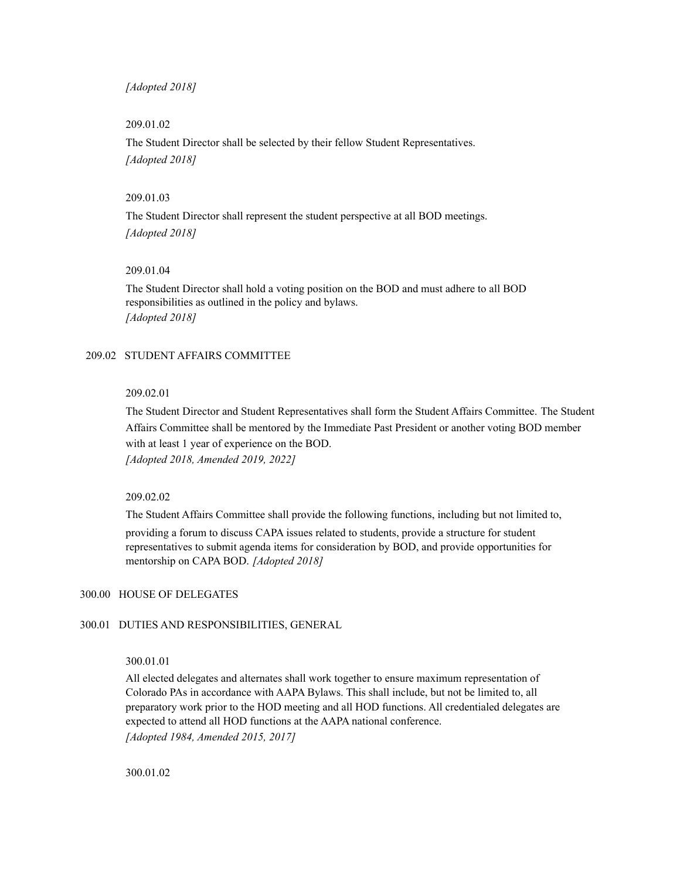*[Adopted 2018]*

209.01.02

The Student Director shall be selected by their fellow Student Representatives.
*[Adopted 2018]*

209.01.03

The Student Director shall represent the student perspective at all BOD meetings.
*[Adopted 2018]*

209.01.04

The Student Director shall hold a voting position on the BOD and must adhere to all BOD responsibilities as outlined in the policy and bylaws.
*[Adopted 2018]*

### 209.02 STUDENT AFFAIRS COMMITTEE

209.02.01

The Student Director and Student Representatives shall form the Student Affairs Committee. The Student Affairs Committee shall be mentored by the Immediate Past President or another voting BOD member with at least 1 year of experience on the BOD.
*[Adopted 2018, Amended 2019, 2022]*

209.02.02

The Student Affairs Committee shall provide the following functions, including but not limited to, providing a forum to discuss CAPA issues related to students, provide a structure for student representatives to submit agenda items for consideration by BOD, and provide opportunities for mentorship on CAPA BOD. *[Adopted 2018]*

## 300.00 HOUSE OF DELEGATES

### 300.01 DUTIES AND RESPONSIBILITIES, GENERAL

300.01.01

All elected delegates and alternates shall work together to ensure maximum representation of Colorado PAs in accordance with AAPA Bylaws. This shall include, but not be limited to, all preparatory work prior to the HOD meeting and all HOD functions. All credentialed delegates are expected to attend all HOD functions at the AAPA national conference.
*[Adopted 1984, Amended 2015, 2017]*

300.01.02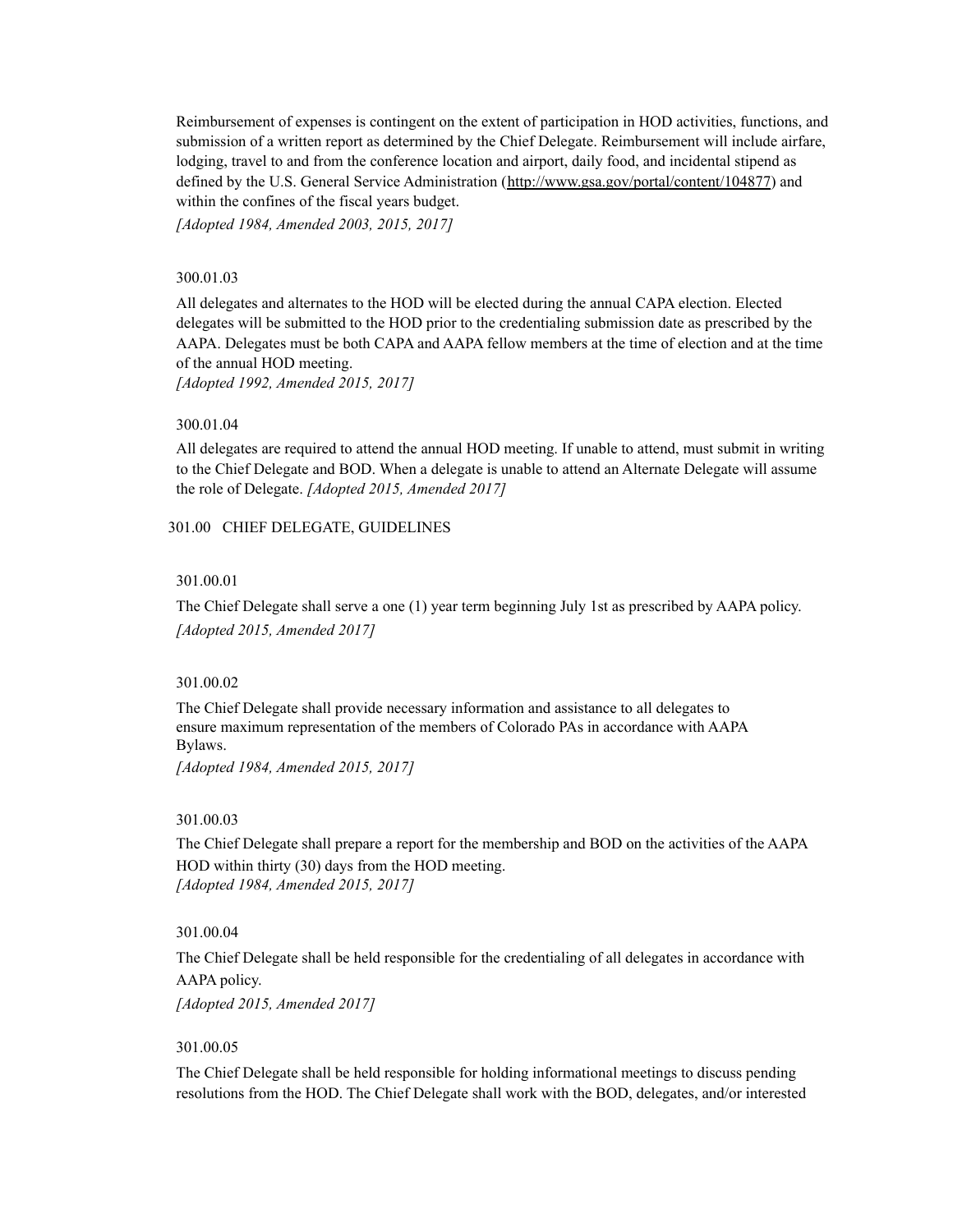Reimbursement of expenses is contingent on the extent of participation in HOD activities, functions, and submission of a written report as determined by the Chief Delegate. Reimbursement will include airfare, lodging, travel to and from the conference location and airport, daily food, and incidental stipend as defined by the U.S. General Service Administration (http://www.gsa.gov/portal/content/104877) and within the confines of the fiscal years budget.

*[Adopted 1984, Amended 2003, 2015, 2017]*

300.01.03

All delegates and alternates to the HOD will be elected during the annual CAPA election. Elected delegates will be submitted to the HOD prior to the credentialing submission date as prescribed by the AAPA. Delegates must be both CAPA and AAPA fellow members at the time of election and at the time of the annual HOD meeting.

*[Adopted 1992, Amended 2015, 2017]*

300.01.04

All delegates are required to attend the annual HOD meeting. If unable to attend, must submit in writing to the Chief Delegate and BOD. When a delegate is unable to attend an Alternate Delegate will assume the role of Delegate. *[Adopted 2015, Amended 2017]*

## 301.00 CHIEF DELEGATE, GUIDELINES

301.00.01

The Chief Delegate shall serve a one (1) year term beginning July 1st as prescribed by AAPA policy.

*[Adopted 2015, Amended 2017]*

301.00.02

The Chief Delegate shall provide necessary information and assistance to all delegates to ensure maximum representation of the members of Colorado PAs in accordance with AAPA Bylaws.

*[Adopted 1984, Amended 2015, 2017]*

301.00.03

The Chief Delegate shall prepare a report for the membership and BOD on the activities of the AAPA HOD within thirty (30) days from the HOD meeting.

*[Adopted 1984, Amended 2015, 2017]*

301.00.04

The Chief Delegate shall be held responsible for the credentialing of all delegates in accordance with AAPA policy.

*[Adopted 2015, Amended 2017]*

301.00.05

The Chief Delegate shall be held responsible for holding informational meetings to discuss pending resolutions from the HOD. The Chief Delegate shall work with the BOD, delegates, and/or interested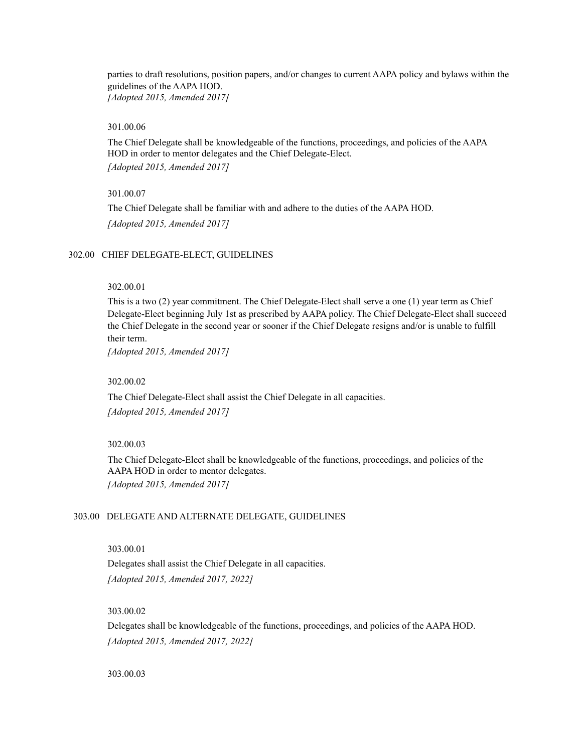parties to draft resolutions, position papers, and/or changes to current AAPA policy and bylaws within the guidelines of the AAPA HOD.
*[Adopted 2015, Amended 2017]*

301.00.06

The Chief Delegate shall be knowledgeable of the functions, proceedings, and policies of the AAPA HOD in order to mentor delegates and the Chief Delegate-Elect.
*[Adopted 2015, Amended 2017]*

301.00.07

The Chief Delegate shall be familiar with and adhere to the duties of the AAPA HOD.
*[Adopted 2015, Amended 2017]*

## 302.00 CHIEF DELEGATE-ELECT, GUIDELINES

302.00.01

This is a two (2) year commitment. The Chief Delegate-Elect shall serve a one (1) year term as Chief Delegate-Elect beginning July 1st as prescribed by AAPA policy. The Chief Delegate-Elect shall succeed the Chief Delegate in the second year or sooner if the Chief Delegate resigns and/or is unable to fulfill their term.
*[Adopted 2015, Amended 2017]*

302.00.02

The Chief Delegate-Elect shall assist the Chief Delegate in all capacities.
*[Adopted 2015, Amended 2017]*

302.00.03

The Chief Delegate-Elect shall be knowledgeable of the functions, proceedings, and policies of the AAPA HOD in order to mentor delegates.
*[Adopted 2015, Amended 2017]*

## 303.00 DELEGATE AND ALTERNATE DELEGATE, GUIDELINES

303.00.01

Delegates shall assist the Chief Delegate in all capacities.
*[Adopted 2015, Amended 2017, 2022]*

303.00.02

Delegates shall be knowledgeable of the functions, proceedings, and policies of the AAPA HOD.
*[Adopted 2015, Amended 2017, 2022]*

303.00.03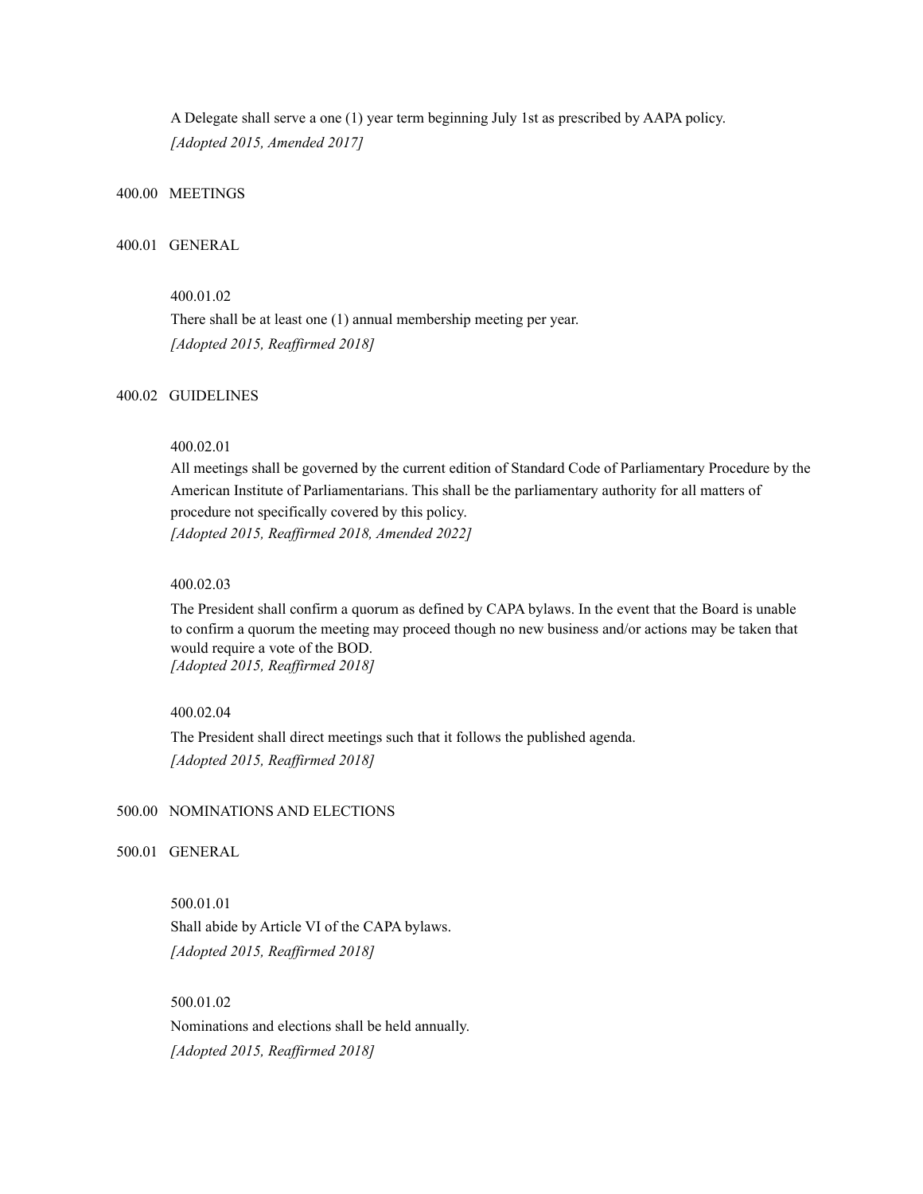A Delegate shall serve a one (1) year term beginning July 1st as prescribed by AAPA policy.
*[Adopted 2015, Amended 2017]*

## 400.00 MEETINGS

### 400.01 GENERAL

400.01.02
There shall be at least one (1) annual membership meeting per year.
*[Adopted 2015, Reaffirmed 2018]*

### 400.02 GUIDELINES

400.02.01
All meetings shall be governed by the current edition of Standard Code of Parliamentary Procedure by the American Institute of Parliamentarians. This shall be the parliamentary authority for all matters of procedure not specifically covered by this policy.
*[Adopted 2015, Reaffirmed 2018, Amended 2022]*

400.02.03
The President shall confirm a quorum as defined by CAPA bylaws. In the event that the Board is unable to confirm a quorum the meeting may proceed though no new business and/or actions may be taken that would require a vote of the BOD.
*[Adopted 2015, Reaffirmed 2018]*

400.02.04
The President shall direct meetings such that it follows the published agenda.
*[Adopted 2015, Reaffirmed 2018]*

## 500.00 NOMINATIONS AND ELECTIONS

### 500.01 GENERAL

500.01.01
Shall abide by Article VI of the CAPA bylaws.
*[Adopted 2015, Reaffirmed 2018]*

500.01.02
Nominations and elections shall be held annually.
*[Adopted 2015, Reaffirmed 2018]*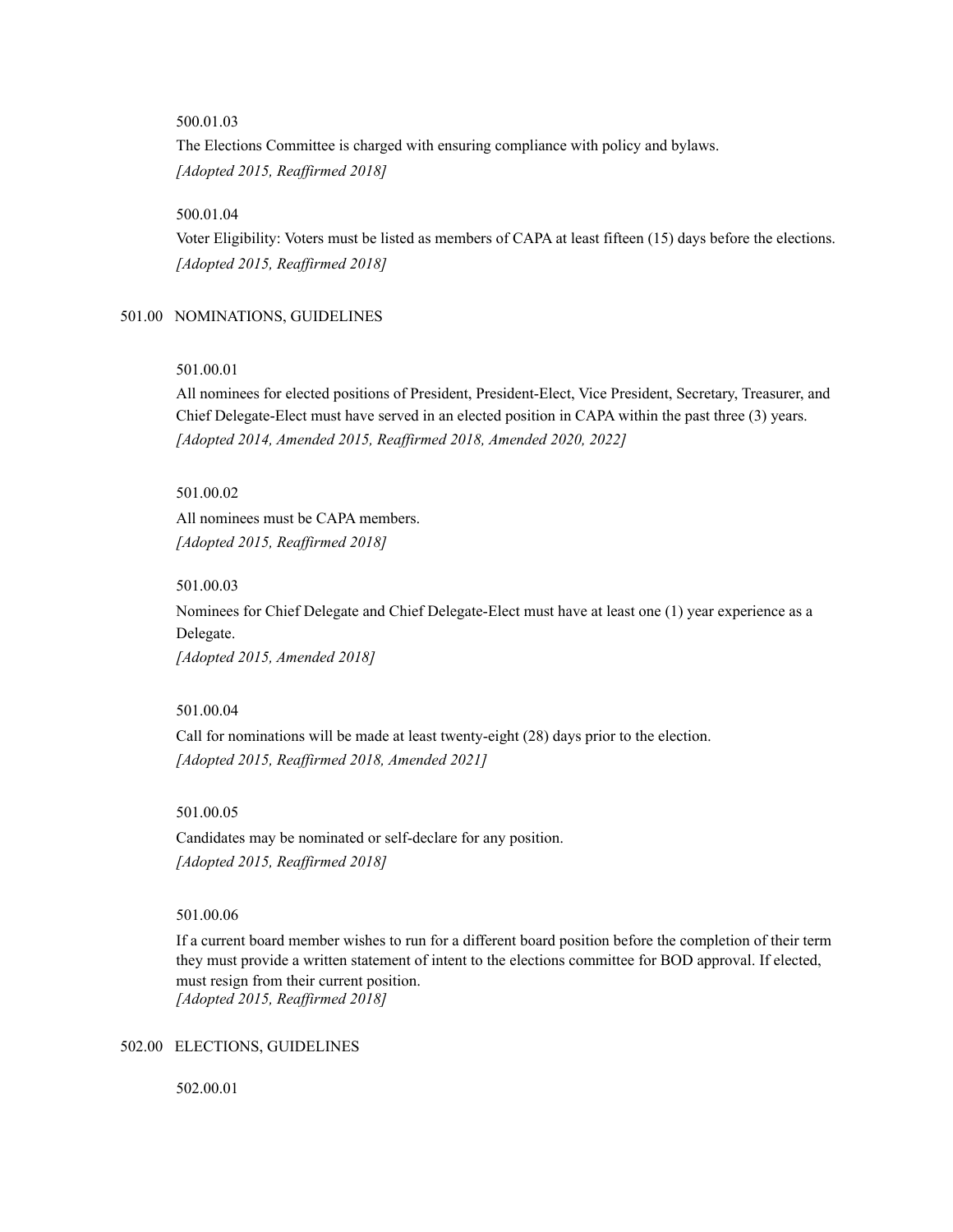500.01.03

The Elections Committee is charged with ensuring compliance with policy and bylaws.
*[Adopted 2015, Reaffirmed 2018]*

500.01.04

Voter Eligibility: Voters must be listed as members of CAPA at least fifteen (15) days before the elections.
*[Adopted 2015, Reaffirmed 2018]*

## 501.00 NOMINATIONS, GUIDELINES

501.00.01

All nominees for elected positions of President, President-Elect, Vice President, Secretary, Treasurer, and Chief Delegate-Elect must have served in an elected position in CAPA within the past three (3) years.
*[Adopted 2014, Amended 2015, Reaffirmed 2018, Amended 2020, 2022]*

501.00.02

All nominees must be CAPA members.
*[Adopted 2015, Reaffirmed 2018]*

501.00.03

Nominees for Chief Delegate and Chief Delegate-Elect must have at least one (1) year experience as a Delegate.
*[Adopted 2015, Amended 2018]*

501.00.04

Call for nominations will be made at least twenty-eight (28) days prior to the election.
*[Adopted 2015, Reaffirmed 2018, Amended 2021]*

501.00.05

Candidates may be nominated or self-declare for any position.
*[Adopted 2015, Reaffirmed 2018]*

501.00.06

If a current board member wishes to run for a different board position before the completion of their term they must provide a written statement of intent to the elections committee for BOD approval. If elected, must resign from their current position.
*[Adopted 2015, Reaffirmed 2018]*

## 502.00 ELECTIONS, GUIDELINES

502.00.01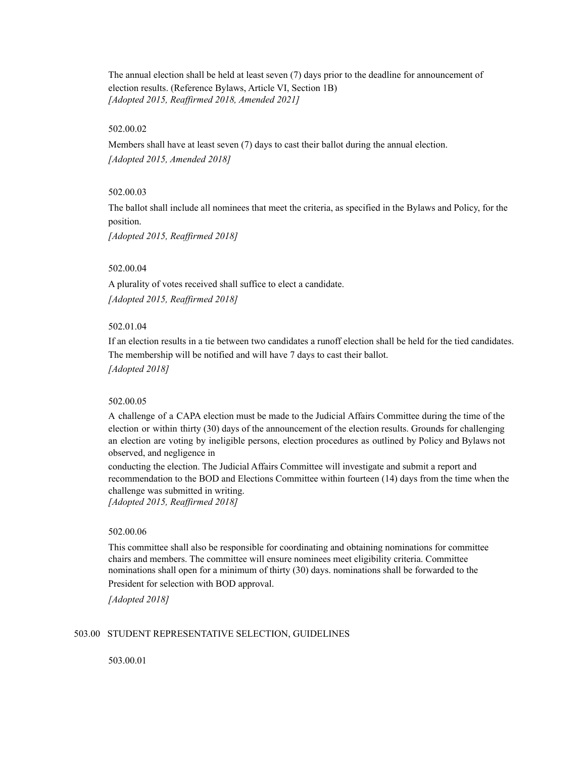The annual election shall be held at least seven (7) days prior to the deadline for announcement of election results. (Reference Bylaws, Article VI, Section 1B)
*[Adopted 2015, Reaffirmed 2018, Amended 2021]*

502.00.02

Members shall have at least seven (7) days to cast their ballot during the annual election.
*[Adopted 2015, Amended 2018]*

502.00.03

The ballot shall include all nominees that meet the criteria, as specified in the Bylaws and Policy, for the position.
*[Adopted 2015, Reaffirmed 2018]*

502.00.04

A plurality of votes received shall suffice to elect a candidate.
*[Adopted 2015, Reaffirmed 2018]*

502.01.04

If an election results in a tie between two candidates a runoff election shall be held for the tied candidates. The membership will be notified and will have 7 days to cast their ballot.
*[Adopted 2018]*

502.00.05

A challenge of a CAPA election must be made to the Judicial Affairs Committee during the time of the election or within thirty (30) days of the announcement of the election results. Grounds for challenging an election are voting by ineligible persons, election procedures as outlined by Policy and Bylaws not observed, and negligence in

conducting the election. The Judicial Affairs Committee will investigate and submit a report and recommendation to the BOD and Elections Committee within fourteen (14) days from the time when the challenge was submitted in writing.
*[Adopted 2015, Reaffirmed 2018]*

502.00.06

This committee shall also be responsible for coordinating and obtaining nominations for committee chairs and members. The committee will ensure nominees meet eligibility criteria. Committee nominations shall open for a minimum of thirty (30) days. nominations shall be forwarded to the President for selection with BOD approval.

*[Adopted 2018]*

## 503.00 STUDENT REPRESENTATIVE SELECTION, GUIDELINES

503.00.01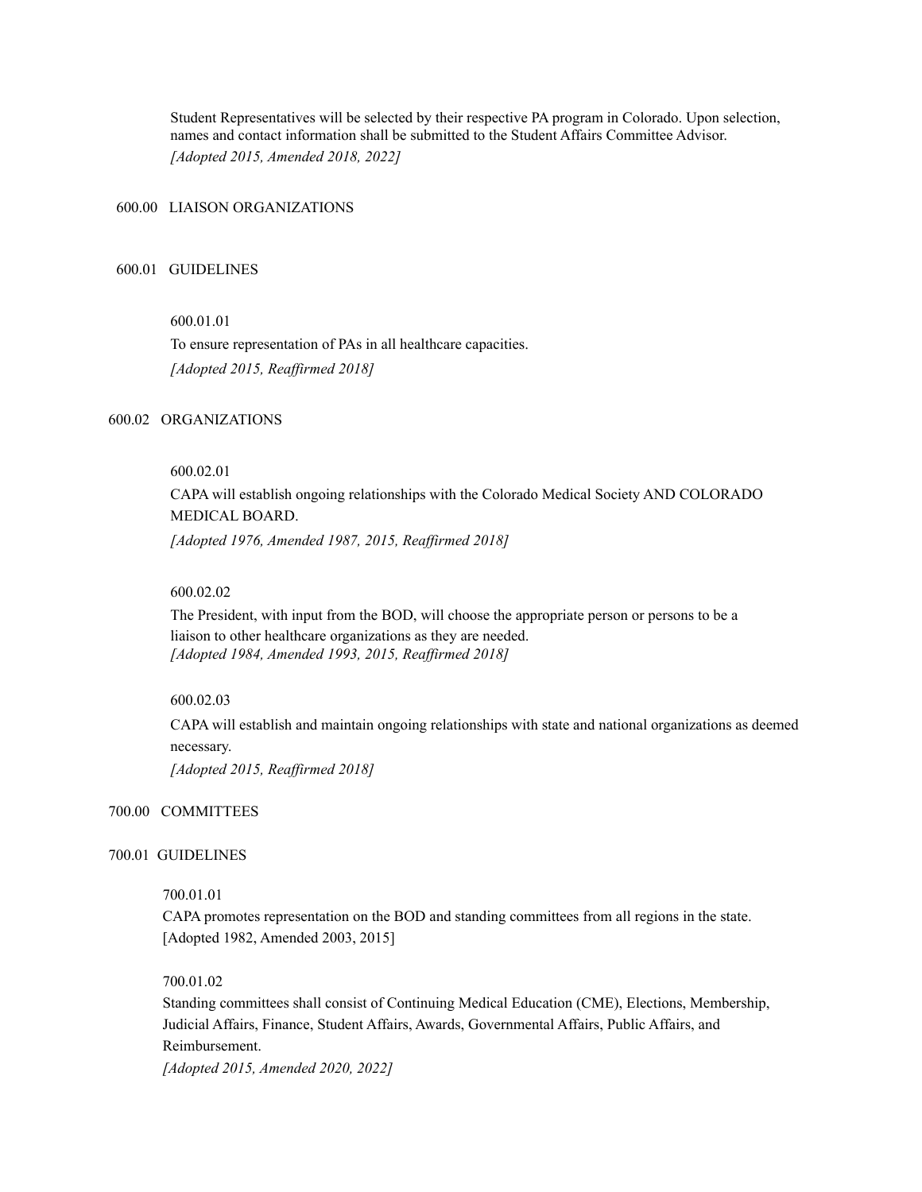Student Representatives will be selected by their respective PA program in Colorado. Upon selection, names and contact information shall be submitted to the Student Affairs Committee Advisor.
*[Adopted 2015, Amended 2018, 2022]*

## 600.00 LIAISON ORGANIZATIONS

### 600.01 GUIDELINES

600.01.01
To ensure representation of PAs in all healthcare capacities.
*[Adopted 2015, Reaffirmed 2018]*

### 600.02 ORGANIZATIONS

600.02.01
CAPA will establish ongoing relationships with the Colorado Medical Society AND COLORADO MEDICAL BOARD.
*[Adopted 1976, Amended 1987, 2015, Reaffirmed 2018]*

600.02.02
The President, with input from the BOD, will choose the appropriate person or persons to be a liaison to other healthcare organizations as they are needed.
*[Adopted 1984, Amended 1993, 2015, Reaffirmed 2018]*

600.02.03
CAPA will establish and maintain ongoing relationships with state and national organizations as deemed necessary.
*[Adopted 2015, Reaffirmed 2018]*

## 700.00 COMMITTEES

### 700.01 GUIDELINES

700.01.01
CAPA promotes representation on the BOD and standing committees from all regions in the state.
[Adopted 1982, Amended 2003, 2015]

700.01.02
Standing committees shall consist of Continuing Medical Education (CME), Elections, Membership, Judicial Affairs, Finance, Student Affairs, Awards, Governmental Affairs, Public Affairs, and Reimbursement.
*[Adopted 2015, Amended 2020, 2022]*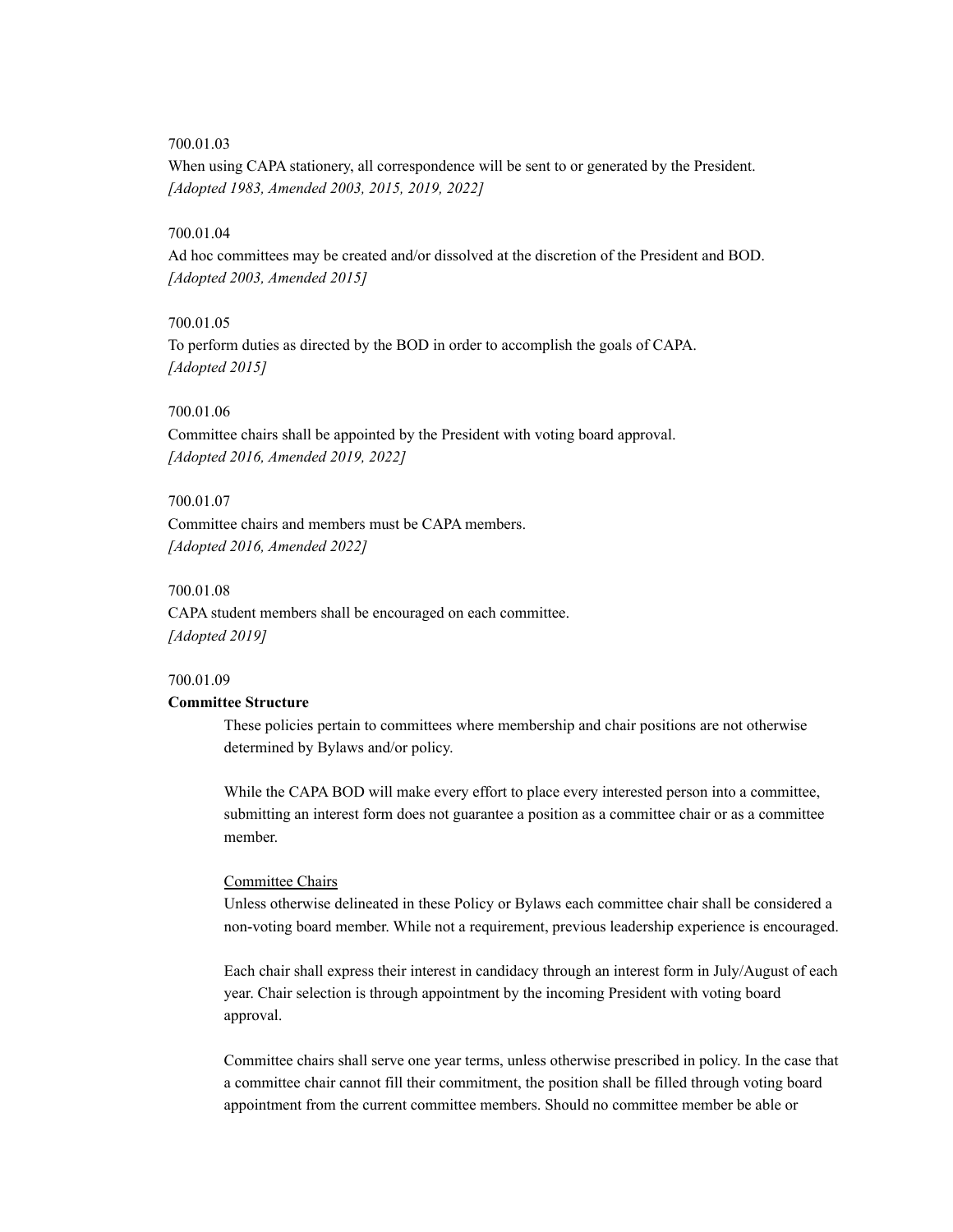700.01.03

When using CAPA stationery, all correspondence will be sent to or generated by the President.

*[Adopted 1983, Amended 2003, 2015, 2019, 2022]*

700.01.04

Ad hoc committees may be created and/or dissolved at the discretion of the President and BOD.

*[Adopted 2003, Amended 2015]*

700.01.05

To perform duties as directed by the BOD in order to accomplish the goals of CAPA.

*[Adopted 2015]*

700.01.06

Committee chairs shall be appointed by the President with voting board approval.

*[Adopted 2016, Amended 2019, 2022]*

700.01.07

Committee chairs and members must be CAPA members.

*[Adopted 2016, Amended 2022]*

700.01.08

CAPA student members shall be encouraged on each committee.

*[Adopted 2019]*

700.01.09

**Committee Structure**

These policies pertain to committees where membership and chair positions are not otherwise determined by Bylaws and/or policy.

While the CAPA BOD will make every effort to place every interested person into a committee, submitting an interest form does not guarantee a position as a committee chair or as a committee member.

<u>Committee Chairs</u>

Unless otherwise delineated in these Policy or Bylaws each committee chair shall be considered a non-voting board member. While not a requirement, previous leadership experience is encouraged.

Each chair shall express their interest in candidacy through an interest form in July/August of each year. Chair selection is through appointment by the incoming President with voting board approval.

Committee chairs shall serve one year terms, unless otherwise prescribed in policy. In the case that a committee chair cannot fill their commitment, the position shall be filled through voting board appointment from the current committee members. Should no committee member be able or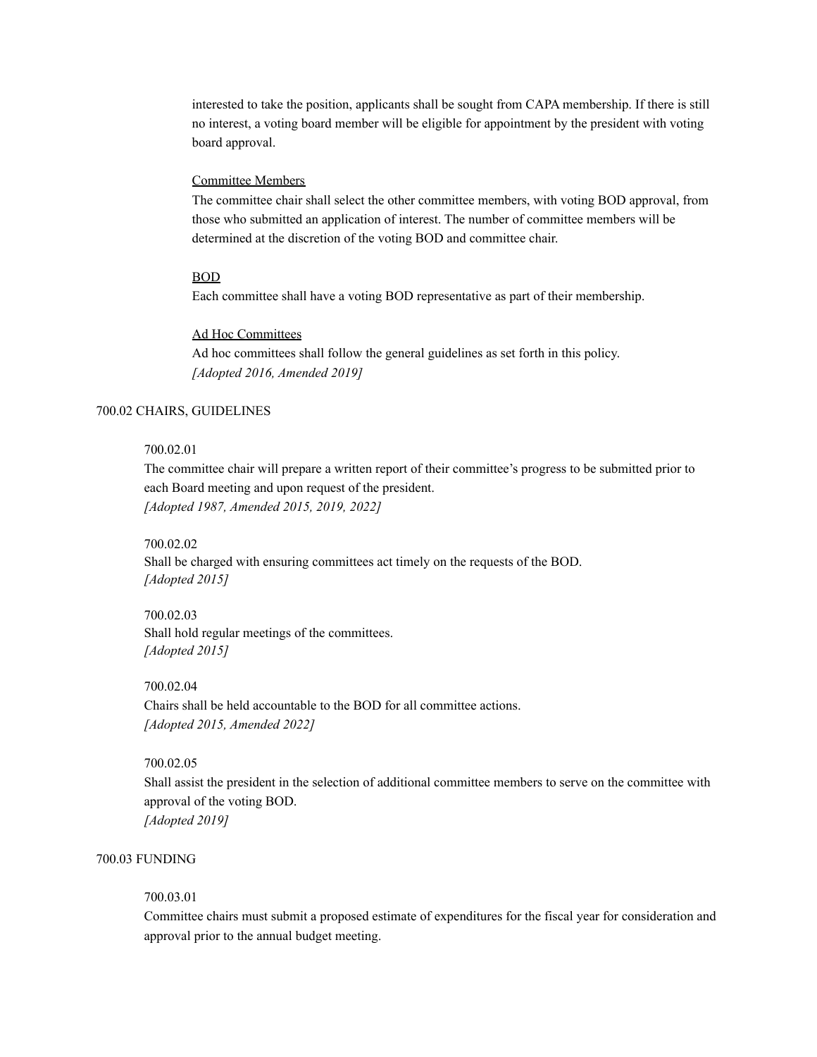interested to take the position, applicants shall be sought from CAPA membership. If there is still no interest, a voting board member will be eligible for appointment by the president with voting board approval.

<u>Committee Members</u>
The committee chair shall select the other committee members, with voting BOD approval, from those who submitted an application of interest. The number of committee members will be determined at the discretion of the voting BOD and committee chair.

<u>BOD</u>
Each committee shall have a voting BOD representative as part of their membership.

<u>Ad Hoc Committees</u>
Ad hoc committees shall follow the general guidelines as set forth in this policy.
*[Adopted 2016, Amended 2019]*

## 700.02 CHAIRS, GUIDELINES

700.02.01
The committee chair will prepare a written report of their committee's progress to be submitted prior to each Board meeting and upon request of the president.
*[Adopted 1987, Amended 2015, 2019, 2022]*

700.02.02
Shall be charged with ensuring committees act timely on the requests of the BOD.
*[Adopted 2015]*

700.02.03
Shall hold regular meetings of the committees.
*[Adopted 2015]*

700.02.04
Chairs shall be held accountable to the BOD for all committee actions.
*[Adopted 2015, Amended 2022]*

700.02.05
Shall assist the president in the selection of additional committee members to serve on the committee with approval of the voting BOD.
*[Adopted 2019]*

## 700.03 FUNDING

700.03.01
Committee chairs must submit a proposed estimate of expenditures for the fiscal year for consideration and approval prior to the annual budget meeting.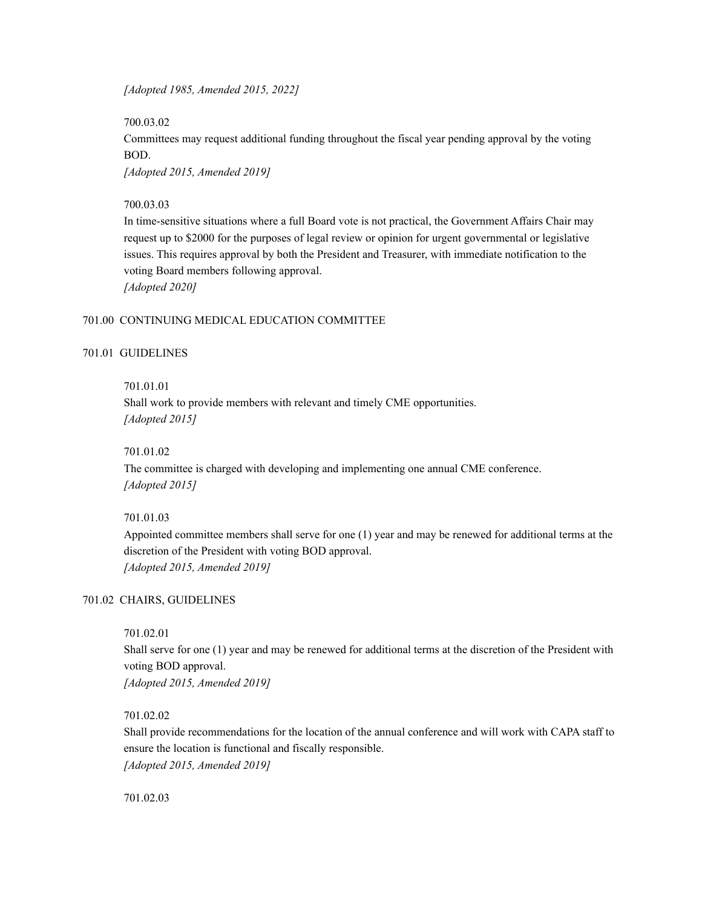*[Adopted 1985, Amended 2015, 2022]*

700.03.02
Committees may request additional funding throughout the fiscal year pending approval by the voting BOD.
*[Adopted 2015, Amended 2019]*

700.03.03
In time-sensitive situations where a full Board vote is not practical, the Government Affairs Chair may request up to $2000 for the purposes of legal review or opinion for urgent governmental or legislative issues. This requires approval by both the President and Treasurer, with immediate notification to the voting Board members following approval.
*[Adopted 2020]*

## 701.00 CONTINUING MEDICAL EDUCATION COMMITTEE

### 701.01 GUIDELINES

701.01.01
Shall work to provide members with relevant and timely CME opportunities.
*[Adopted 2015]*

701.01.02
The committee is charged with developing and implementing one annual CME conference.
*[Adopted 2015]*

701.01.03
Appointed committee members shall serve for one (1) year and may be renewed for additional terms at the discretion of the President with voting BOD approval.
*[Adopted 2015, Amended 2019]*

### 701.02 CHAIRS, GUIDELINES

701.02.01
Shall serve for one (1) year and may be renewed for additional terms at the discretion of the President with voting BOD approval.
*[Adopted 2015, Amended 2019]*

701.02.02
Shall provide recommendations for the location of the annual conference and will work with CAPA staff to ensure the location is functional and fiscally responsible.
*[Adopted 2015, Amended 2019]*

701.02.03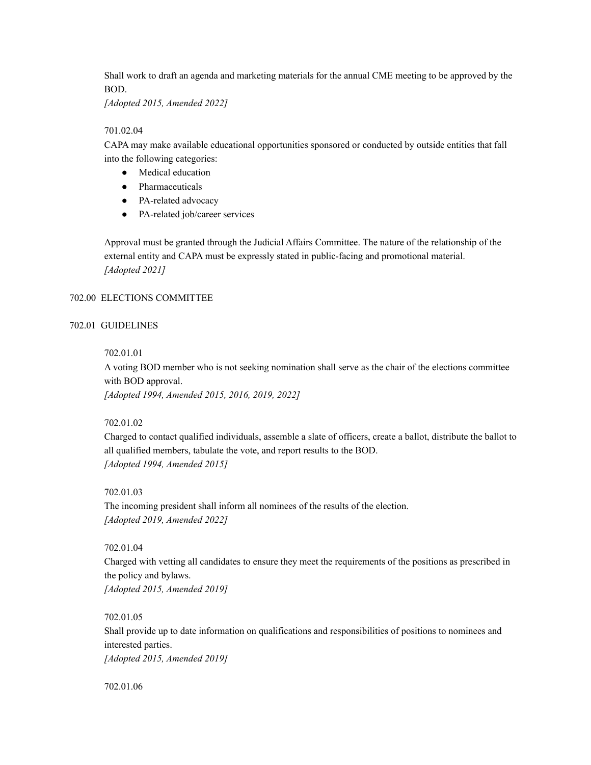Shall work to draft an agenda and marketing materials for the annual CME meeting to be approved by the BOD.
*[Adopted 2015, Amended 2022]*

701.02.04
CAPA may make available educational opportunities sponsored or conducted by outside entities that fall into the following categories:

- Medical education
- Pharmaceuticals
- PA-related advocacy
- PA-related job/career services

Approval must be granted through the Judicial Affairs Committee. The nature of the relationship of the external entity and CAPA must be expressly stated in public-facing and promotional material.
*[Adopted 2021]*

## 702.00 ELECTIONS COMMITTEE

### 702.01 GUIDELINES

702.01.01
A voting BOD member who is not seeking nomination shall serve as the chair of the elections committee with BOD approval.
*[Adopted 1994, Amended 2015, 2016, 2019, 2022]*

702.01.02
Charged to contact qualified individuals, assemble a slate of officers, create a ballot, distribute the ballot to all qualified members, tabulate the vote, and report results to the BOD.
*[Adopted 1994, Amended 2015]*

702.01.03
The incoming president shall inform all nominees of the results of the election.
*[Adopted 2019, Amended 2022]*

702.01.04
Charged with vetting all candidates to ensure they meet the requirements of the positions as prescribed in the policy and bylaws.
*[Adopted 2015, Amended 2019]*

702.01.05
Shall provide up to date information on qualifications and responsibilities of positions to nominees and interested parties.
*[Adopted 2015, Amended 2019]*

702.01.06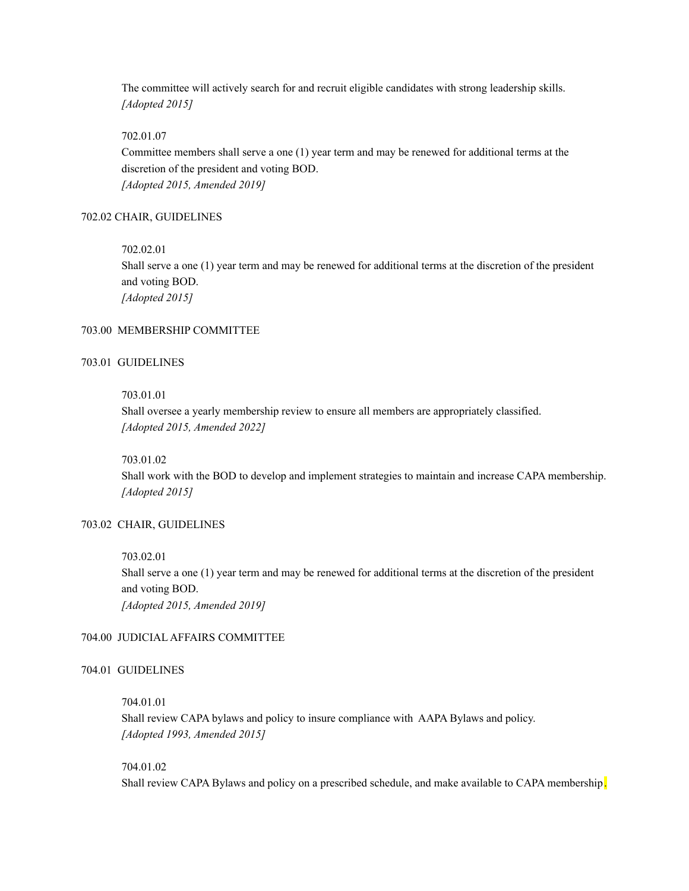The committee will actively search for and recruit eligible candidates with strong leadership skills.
*[Adopted 2015]*

702.01.07
Committee members shall serve a one (1) year term and may be renewed for additional terms at the discretion of the president and voting BOD.
*[Adopted 2015, Amended 2019]*

702.02 CHAIR, GUIDELINES

702.02.01
Shall serve a one (1) year term and may be renewed for additional terms at the discretion of the president and voting BOD.
*[Adopted 2015]*

703.00 MEMBERSHIP COMMITTEE

703.01 GUIDELINES

703.01.01
Shall oversee a yearly membership review to ensure all members are appropriately classified.
*[Adopted 2015, Amended 2022]*

703.01.02
Shall work with the BOD to develop and implement strategies to maintain and increase CAPA membership.
*[Adopted 2015]*

703.02 CHAIR, GUIDELINES

703.02.01
Shall serve a one (1) year term and may be renewed for additional terms at the discretion of the president and voting BOD.
*[Adopted 2015, Amended 2019]*

704.00 JUDICIAL AFFAIRS COMMITTEE

704.01 GUIDELINES

704.01.01
Shall review CAPA bylaws and policy to insure compliance with AAPA Bylaws and policy.
*[Adopted 1993, Amended 2015]*

704.01.02
Shall review CAPA Bylaws and policy on a prescribed schedule, and make available to CAPA membership.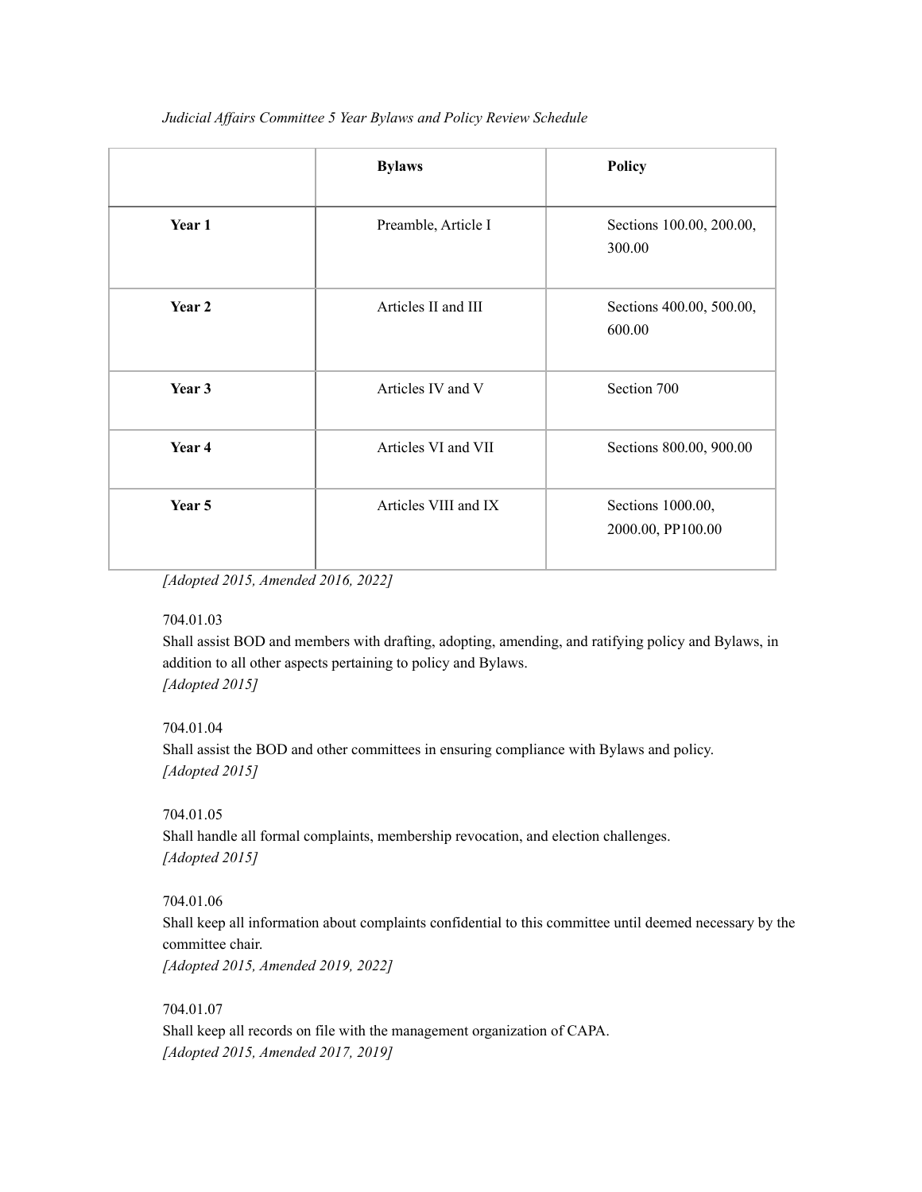*Judicial Affairs Committee 5 Year Bylaws and Policy Review Schedule*

| | Bylaws | Policy |
|---|---|---|
| **Year 1** | Preamble, Article I | Sections 100.00, 200.00, 300.00 |
| **Year 2** | Articles II and III | Sections 400.00, 500.00, 600.00 |
| **Year 3** | Articles IV and V | Section 700 |
| **Year 4** | Articles VI and VII | Sections 800.00, 900.00 |
| **Year 5** | Articles VIII and IX | Sections 1000.00, 2000.00, PP100.00 |

*[Adopted 2015, Amended 2016, 2022]*

704.01.03
Shall assist BOD and members with drafting, adopting, amending, and ratifying policy and Bylaws, in addition to all other aspects pertaining to policy and Bylaws.
*[Adopted 2015]*

704.01.04
Shall assist the BOD and other committees in ensuring compliance with Bylaws and policy.
*[Adopted 2015]*

704.01.05
Shall handle all formal complaints, membership revocation, and election challenges.
*[Adopted 2015]*

704.01.06
Shall keep all information about complaints confidential to this committee until deemed necessary by the committee chair.
*[Adopted 2015, Amended 2019, 2022]*

704.01.07
Shall keep all records on file with the management organization of CAPA.
*[Adopted 2015, Amended 2017, 2019]*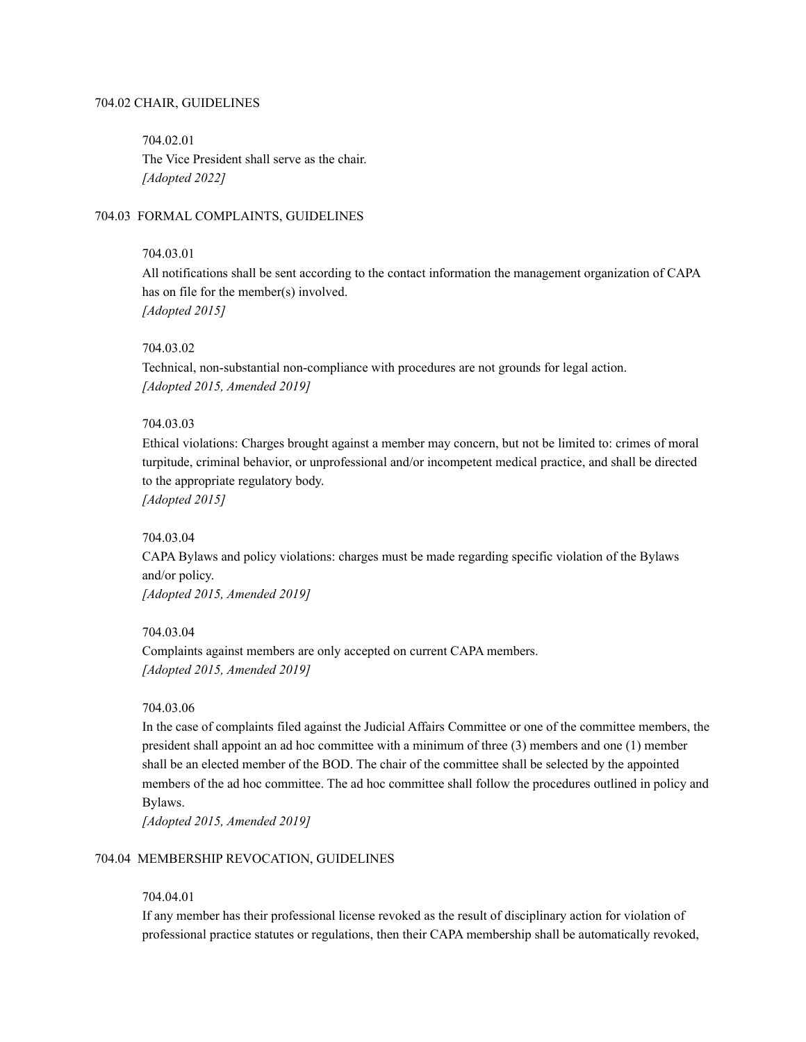## 704.02 CHAIR, GUIDELINES

704.02.01

The Vice President shall serve as the chair.

*[Adopted 2022]*

## 704.03 FORMAL COMPLAINTS, GUIDELINES

704.03.01

All notifications shall be sent according to the contact information the management organization of CAPA has on file for the member(s) involved.

*[Adopted 2015]*

704.03.02

Technical, non-substantial non-compliance with procedures are not grounds for legal action.

*[Adopted 2015, Amended 2019]*

704.03.03

Ethical violations: Charges brought against a member may concern, but not be limited to: crimes of moral turpitude, criminal behavior, or unprofessional and/or incompetent medical practice, and shall be directed to the appropriate regulatory body.

*[Adopted 2015]*

704.03.04

CAPA Bylaws and policy violations: charges must be made regarding specific violation of the Bylaws and/or policy.

*[Adopted 2015, Amended 2019]*

704.03.04

Complaints against members are only accepted on current CAPA members.

*[Adopted 2015, Amended 2019]*

704.03.06

In the case of complaints filed against the Judicial Affairs Committee or one of the committee members, the president shall appoint an ad hoc committee with a minimum of three (3) members and one (1) member shall be an elected member of the BOD. The chair of the committee shall be selected by the appointed members of the ad hoc committee. The ad hoc committee shall follow the procedures outlined in policy and Bylaws.

*[Adopted 2015, Amended 2019]*

## 704.04 MEMBERSHIP REVOCATION, GUIDELINES

704.04.01

If any member has their professional license revoked as the result of disciplinary action for violation of professional practice statutes or regulations, then their CAPA membership shall be automatically revoked,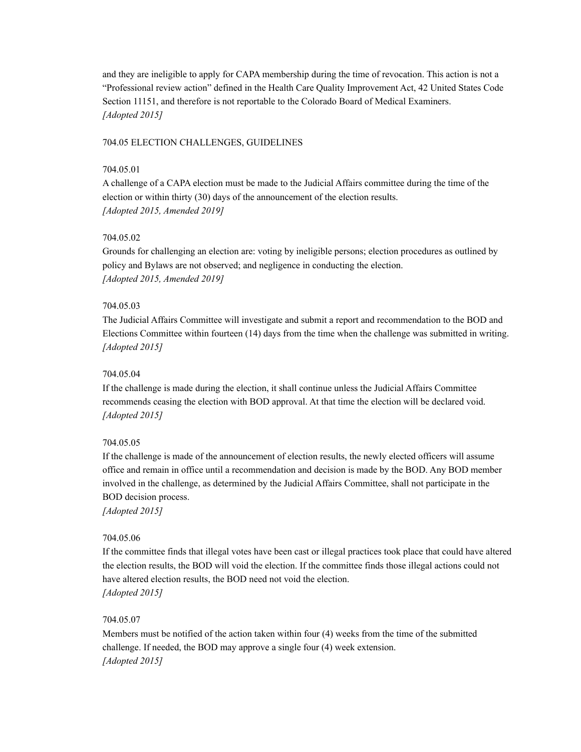and they are ineligible to apply for CAPA membership during the time of revocation. This action is not a "Professional review action" defined in the Health Care Quality Improvement Act, 42 United States Code Section 11151, and therefore is not reportable to the Colorado Board of Medical Examiners.
*[Adopted 2015]*

### 704.05 ELECTION CHALLENGES, GUIDELINES

#### 704.05.01

A challenge of a CAPA election must be made to the Judicial Affairs committee during the time of the election or within thirty (30) days of the announcement of the election results.
*[Adopted 2015, Amended 2019]*

#### 704.05.02

Grounds for challenging an election are: voting by ineligible persons; election procedures as outlined by policy and Bylaws are not observed; and negligence in conducting the election.
*[Adopted 2015, Amended 2019]*

#### 704.05.03

The Judicial Affairs Committee will investigate and submit a report and recommendation to the BOD and Elections Committee within fourteen (14) days from the time when the challenge was submitted in writing.
*[Adopted 2015]*

#### 704.05.04

If the challenge is made during the election, it shall continue unless the Judicial Affairs Committee recommends ceasing the election with BOD approval. At that time the election will be declared void.
*[Adopted 2015]*

#### 704.05.05

If the challenge is made of the announcement of election results, the newly elected officers will assume office and remain in office until a recommendation and decision is made by the BOD. Any BOD member involved in the challenge, as determined by the Judicial Affairs Committee, shall not participate in the BOD decision process.
*[Adopted 2015]*

#### 704.05.06

If the committee finds that illegal votes have been cast or illegal practices took place that could have altered the election results, the BOD will void the election. If the committee finds those illegal actions could not have altered election results, the BOD need not void the election.
*[Adopted 2015]*

#### 704.05.07

Members must be notified of the action taken within four (4) weeks from the time of the submitted challenge. If needed, the BOD may approve a single four (4) week extension.
*[Adopted 2015]*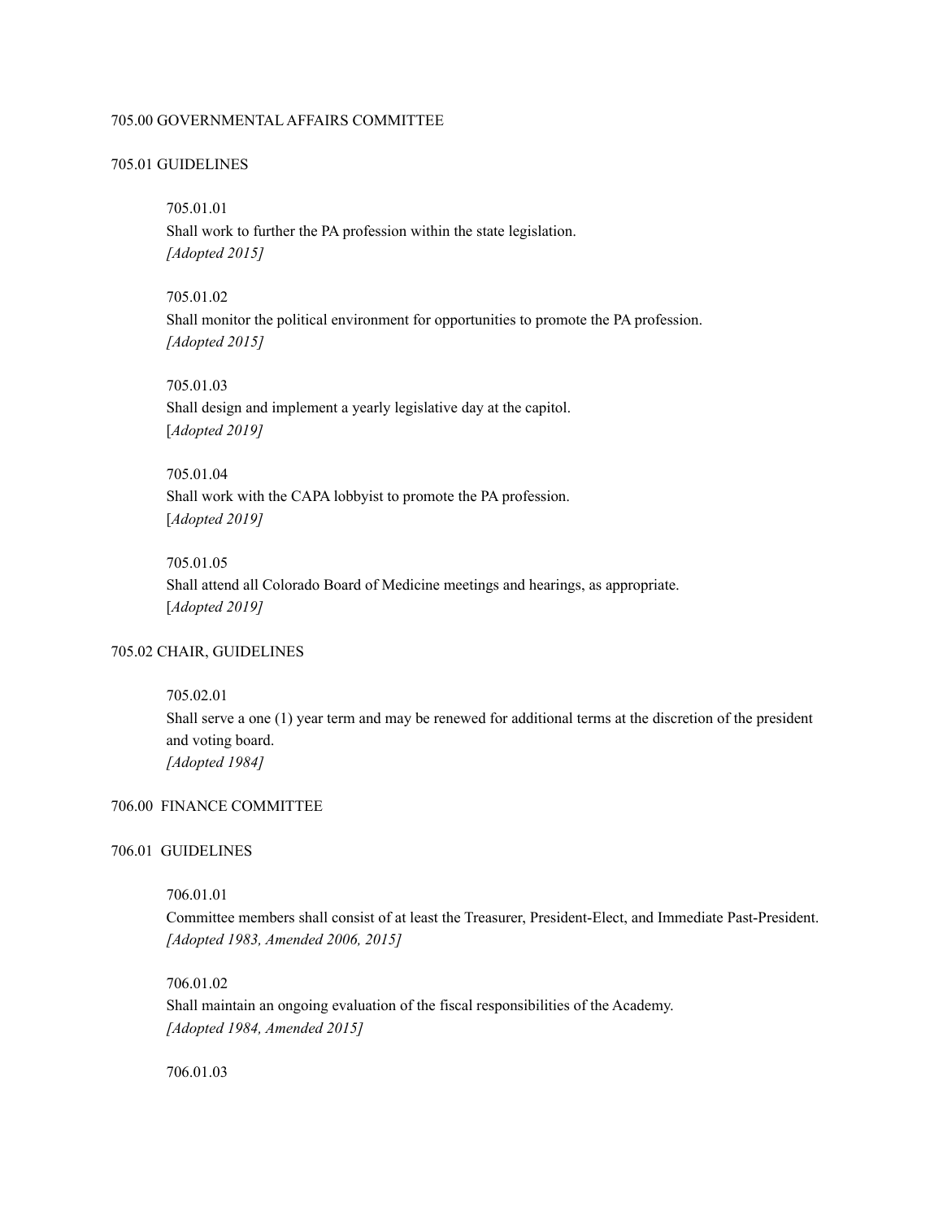705.00 GOVERNMENTAL AFFAIRS COMMITTEE

705.01 GUIDELINES

705.01.01
Shall work to further the PA profession within the state legislation.
*[Adopted 2015]*

705.01.02
Shall monitor the political environment for opportunities to promote the PA profession.
*[Adopted 2015]*

705.01.03
Shall design and implement a yearly legislative day at the capitol.
[*Adopted 2019]*

705.01.04
Shall work with the CAPA lobbyist to promote the PA profession.
[*Adopted 2019]*

705.01.05
Shall attend all Colorado Board of Medicine meetings and hearings, as appropriate.
[*Adopted 2019]*

705.02 CHAIR, GUIDELINES

705.02.01
Shall serve a one (1) year term and may be renewed for additional terms at the discretion of the president and voting board.
*[Adopted 1984]*

706.00 FINANCE COMMITTEE

706.01 GUIDELINES

706.01.01
Committee members shall consist of at least the Treasurer, President-Elect, and Immediate Past-President.
*[Adopted 1983, Amended 2006, 2015]*

706.01.02
Shall maintain an ongoing evaluation of the fiscal responsibilities of the Academy.
*[Adopted 1984, Amended 2015]*

706.01.03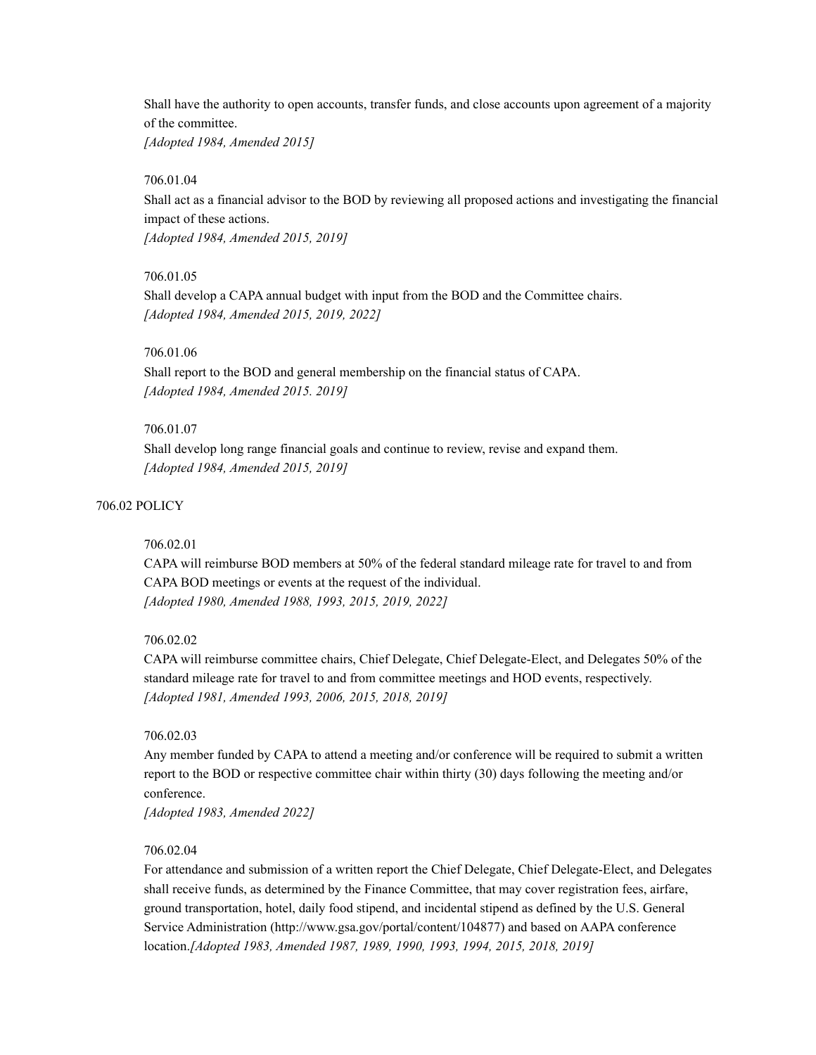Shall have the authority to open accounts, transfer funds, and close accounts upon agreement of a majority of the committee.
*[Adopted 1984, Amended 2015]*

706.01.04
Shall act as a financial advisor to the BOD by reviewing all proposed actions and investigating the financial impact of these actions.
*[Adopted 1984, Amended 2015, 2019]*

706.01.05
Shall develop a CAPA annual budget with input from the BOD and the Committee chairs.
*[Adopted 1984, Amended 2015, 2019, 2022]*

706.01.06
Shall report to the BOD and general membership on the financial status of CAPA.
*[Adopted 1984, Amended 2015. 2019]*

706.01.07
Shall develop long range financial goals and continue to review, revise and expand them.
*[Adopted 1984, Amended 2015, 2019]*

706.02 POLICY

706.02.01
CAPA will reimburse BOD members at 50% of the federal standard mileage rate for travel to and from CAPA BOD meetings or events at the request of the individual.
*[Adopted 1980, Amended 1988, 1993, 2015, 2019, 2022]*

706.02.02
CAPA will reimburse committee chairs, Chief Delegate, Chief Delegate-Elect, and Delegates 50% of the standard mileage rate for travel to and from committee meetings and HOD events, respectively.
*[Adopted 1981, Amended 1993, 2006, 2015, 2018, 2019]*

706.02.03
Any member funded by CAPA to attend a meeting and/or conference will be required to submit a written report to the BOD or respective committee chair within thirty (30) days following the meeting and/or conference.
*[Adopted 1983, Amended 2022]*

706.02.04
For attendance and submission of a written report the Chief Delegate, Chief Delegate-Elect, and Delegates shall receive funds, as determined by the Finance Committee, that may cover registration fees, airfare, ground transportation, hotel, daily food stipend, and incidental stipend as defined by the U.S. General Service Administration (http://www.gsa.gov/portal/content/104877) and based on AAPA conference location.*[Adopted 1983, Amended 1987, 1989, 1990, 1993, 1994, 2015, 2018, 2019]*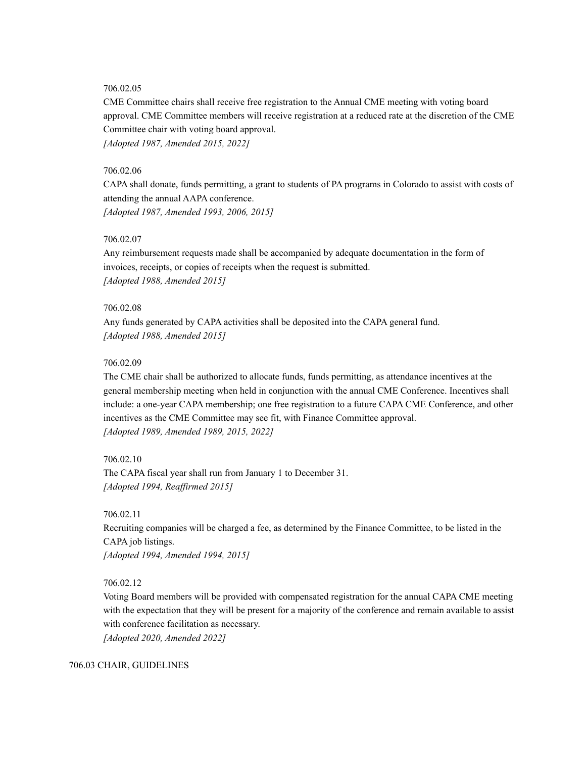706.02.05

CME Committee chairs shall receive free registration to the Annual CME meeting with voting board approval. CME Committee members will receive registration at a reduced rate at the discretion of the CME Committee chair with voting board approval.

*[Adopted 1987, Amended 2015, 2022]*

706.02.06

CAPA shall donate, funds permitting, a grant to students of PA programs in Colorado to assist with costs of attending the annual AAPA conference.

*[Adopted 1987, Amended 1993, 2006, 2015]*

706.02.07

Any reimbursement requests made shall be accompanied by adequate documentation in the form of invoices, receipts, or copies of receipts when the request is submitted.

*[Adopted 1988, Amended 2015]*

706.02.08

Any funds generated by CAPA activities shall be deposited into the CAPA general fund.

*[Adopted 1988, Amended 2015]*

706.02.09

The CME chair shall be authorized to allocate funds, funds permitting, as attendance incentives at the general membership meeting when held in conjunction with the annual CME Conference. Incentives shall include: a one-year CAPA membership; one free registration to a future CAPA CME Conference, and other incentives as the CME Committee may see fit, with Finance Committee approval.

*[Adopted 1989, Amended 1989, 2015, 2022]*

706.02.10

The CAPA fiscal year shall run from January 1 to December 31.

*[Adopted 1994, Reaffirmed 2015]*

706.02.11

Recruiting companies will be charged a fee, as determined by the Finance Committee, to be listed in the CAPA job listings.

*[Adopted 1994, Amended 1994, 2015]*

706.02.12

Voting Board members will be provided with compensated registration for the annual CAPA CME meeting with the expectation that they will be present for a majority of the conference and remain available to assist with conference facilitation as necessary.

*[Adopted 2020, Amended 2022]*

706.03 CHAIR, GUIDELINES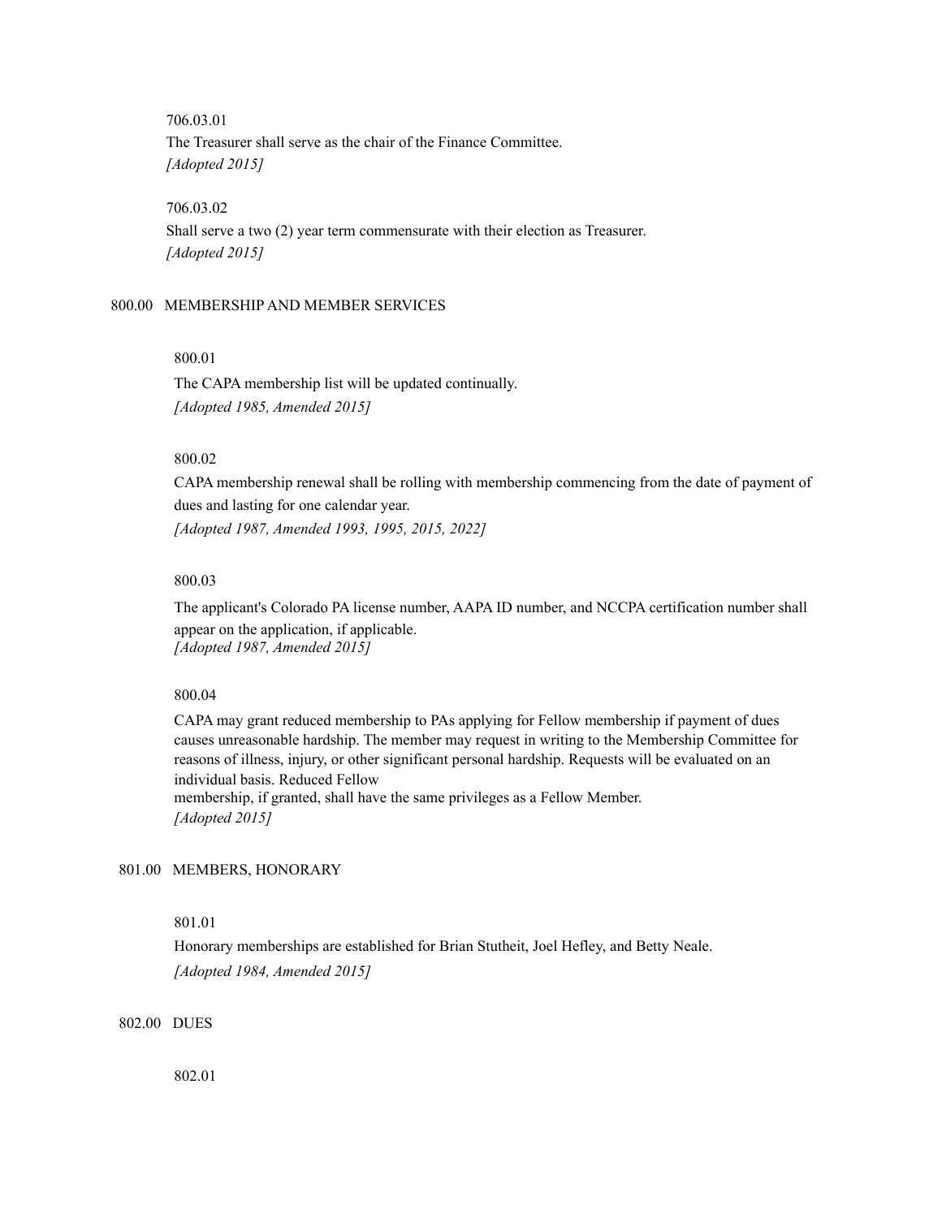706.03.01

The Treasurer shall serve as the chair of the Finance Committee.

*[Adopted 2015]*

706.03.02

Shall serve a two (2) year term commensurate with their election as Treasurer.

*[Adopted 2015]*

## 800.00 MEMBERSHIP AND MEMBER SERVICES

800.01

The CAPA membership list will be updated continually.

*[Adopted 1985, Amended 2015]*

800.02

CAPA membership renewal shall be rolling with membership commencing from the date of payment of dues and lasting for one calendar year.

*[Adopted 1987, Amended 1993, 1995, 2015, 2022]*

800.03

The applicant's Colorado PA license number, AAPA ID number, and NCCPA certification number shall appear on the application, if applicable.

*[Adopted 1987, Amended 2015]*

800.04

CAPA may grant reduced membership to PAs applying for Fellow membership if payment of dues causes unreasonable hardship. The member may request in writing to the Membership Committee for reasons of illness, injury, or other significant personal hardship. Requests will be evaluated on an individual basis. Reduced Fellow membership, if granted, shall have the same privileges as a Fellow Member.

*[Adopted 2015]*

## 801.00 MEMBERS, HONORARY

801.01

Honorary memberships are established for Brian Stutheit, Joel Hefley, and Betty Neale.

*[Adopted 1984, Amended 2015]*

## 802.00 DUES

802.01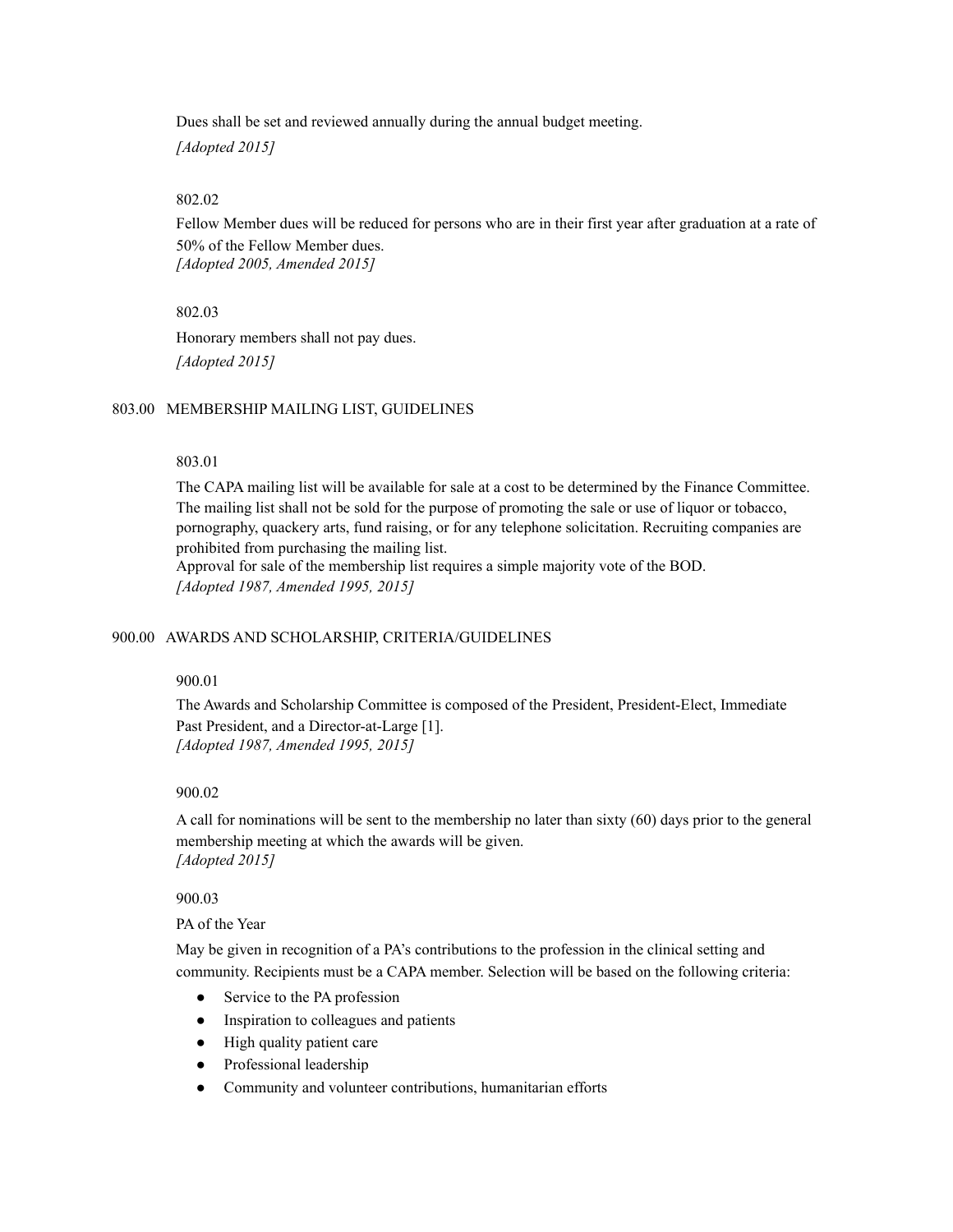Dues shall be set and reviewed annually during the annual budget meeting.

*[Adopted 2015]*

802.02

Fellow Member dues will be reduced for persons who are in their first year after graduation at a rate of 50% of the Fellow Member dues.
*[Adopted 2005, Amended 2015]*

802.03

Honorary members shall not pay dues.

*[Adopted 2015]*

## 803.00 MEMBERSHIP MAILING LIST, GUIDELINES

803.01

The CAPA mailing list will be available for sale at a cost to be determined by the Finance Committee. The mailing list shall not be sold for the purpose of promoting the sale or use of liquor or tobacco, pornography, quackery arts, fund raising, or for any telephone solicitation. Recruiting companies are prohibited from purchasing the mailing list.
Approval for sale of the membership list requires a simple majority vote of the BOD.
*[Adopted 1987, Amended 1995, 2015]*

## 900.00 AWARDS AND SCHOLARSHIP, CRITERIA/GUIDELINES

900.01

The Awards and Scholarship Committee is composed of the President, President-Elect, Immediate Past President, and a Director-at-Large [1].
*[Adopted 1987, Amended 1995, 2015]*

900.02

A call for nominations will be sent to the membership no later than sixty (60) days prior to the general membership meeting at which the awards will be given.
*[Adopted 2015]*

900.03

PA of the Year

May be given in recognition of a PA's contributions to the profession in the clinical setting and community. Recipients must be a CAPA member. Selection will be based on the following criteria:

- Service to the PA profession
- Inspiration to colleagues and patients
- High quality patient care
- Professional leadership
- Community and volunteer contributions, humanitarian efforts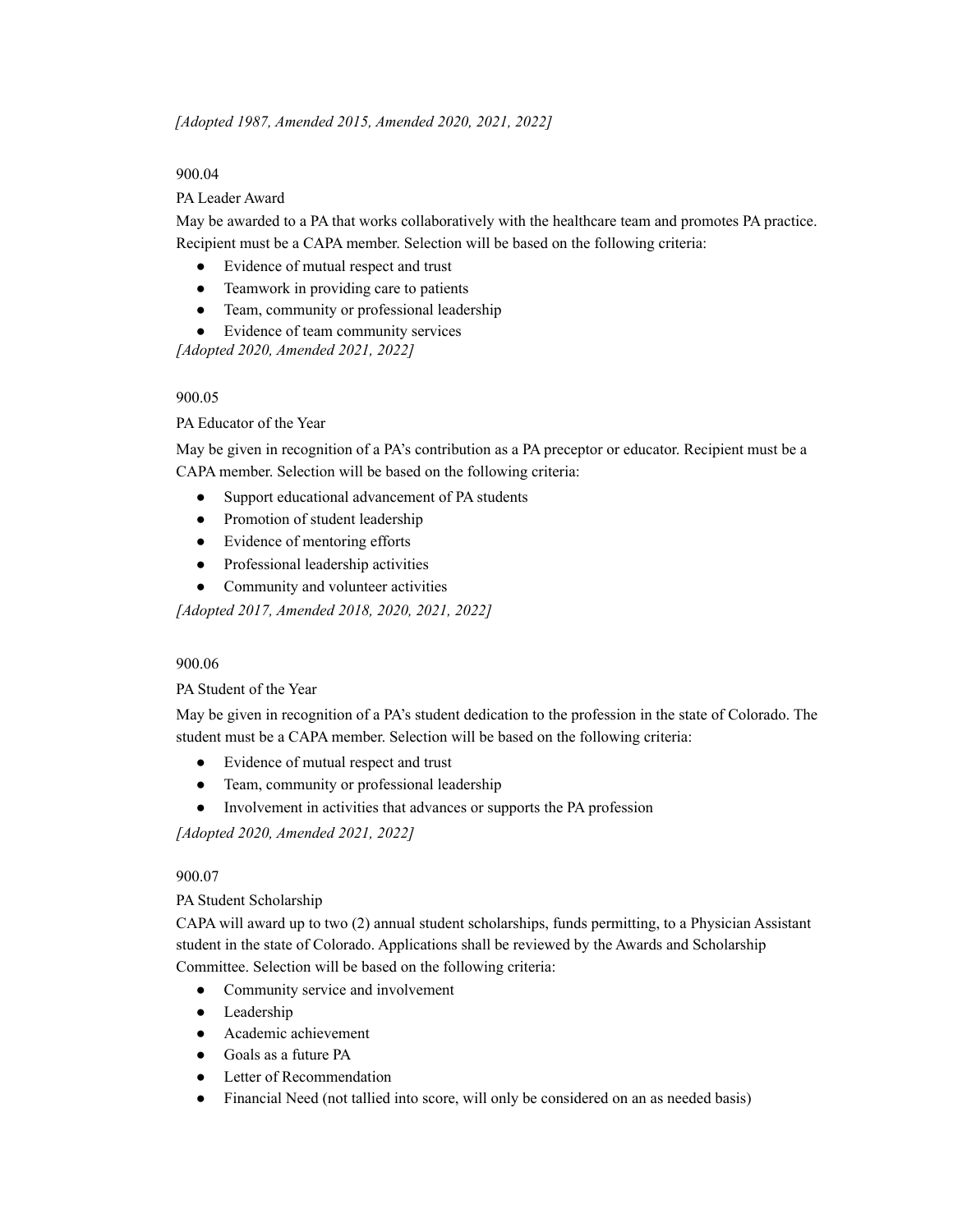*[Adopted 1987, Amended 2015, Amended 2020, 2021, 2022]*

900.04

PA Leader Award

May be awarded to a PA that works collaboratively with the healthcare team and promotes PA practice. Recipient must be a CAPA member. Selection will be based on the following criteria:

- Evidence of mutual respect and trust
- Teamwork in providing care to patients
- Team, community or professional leadership
- Evidence of team community services

*[Adopted 2020, Amended 2021, 2022]*

900.05

PA Educator of the Year

May be given in recognition of a PA's contribution as a PA preceptor or educator. Recipient must be a CAPA member. Selection will be based on the following criteria:

- Support educational advancement of PA students
- Promotion of student leadership
- Evidence of mentoring efforts
- Professional leadership activities
- Community and volunteer activities

*[Adopted 2017, Amended 2018, 2020, 2021, 2022]*

900.06

PA Student of the Year

May be given in recognition of a PA's student dedication to the profession in the state of Colorado. The student must be a CAPA member. Selection will be based on the following criteria:

- Evidence of mutual respect and trust
- Team, community or professional leadership
- Involvement in activities that advances or supports the PA profession

*[Adopted 2020, Amended 2021, 2022]*

900.07

PA Student Scholarship

CAPA will award up to two (2) annual student scholarships, funds permitting, to a Physician Assistant student in the state of Colorado. Applications shall be reviewed by the Awards and Scholarship Committee. Selection will be based on the following criteria:

- Community service and involvement
- Leadership
- Academic achievement
- Goals as a future PA
- Letter of Recommendation
- Financial Need (not tallied into score, will only be considered on an as needed basis)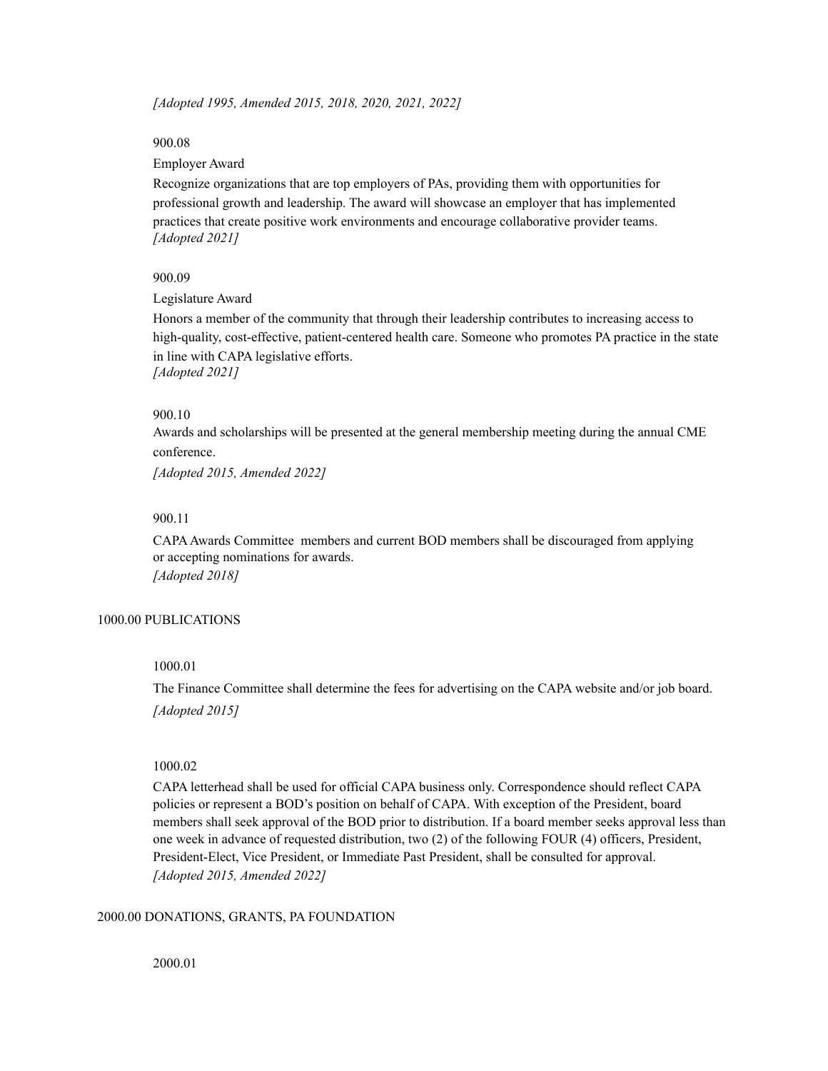*[Adopted 1995, Amended 2015, 2018, 2020, 2021, 2022]*

900.08

Employer Award

Recognize organizations that are top employers of PAs, providing them with opportunities for professional growth and leadership. The award will showcase an employer that has implemented practices that create positive work environments and encourage collaborative provider teams.
*[Adopted 2021]*

900.09

Legislature Award

Honors a member of the community that through their leadership contributes to increasing access to high-quality, cost-effective, patient-centered health care. Someone who promotes PA practice in the state in line with CAPA legislative efforts.
*[Adopted 2021]*

900.10

Awards and scholarships will be presented at the general membership meeting during the annual CME conference.

*[Adopted 2015, Amended 2022]*

900.11

CAPA Awards Committee members and current BOD members shall be discouraged from applying or accepting nominations for awards.
*[Adopted 2018]*

## 1000.00 PUBLICATIONS

1000.01

The Finance Committee shall determine the fees for advertising on the CAPA website and/or job board.
*[Adopted 2015]*

1000.02

CAPA letterhead shall be used for official CAPA business only. Correspondence should reflect CAPA policies or represent a BOD's position on behalf of CAPA. With exception of the President, board members shall seek approval of the BOD prior to distribution. If a board member seeks approval less than one week in advance of requested distribution, two (2) of the following FOUR (4) officers, President, President-Elect, Vice President, or Immediate Past President, shall be consulted for approval.
*[Adopted 2015, Amended 2022]*

## 2000.00 DONATIONS, GRANTS, PA FOUNDATION

2000.01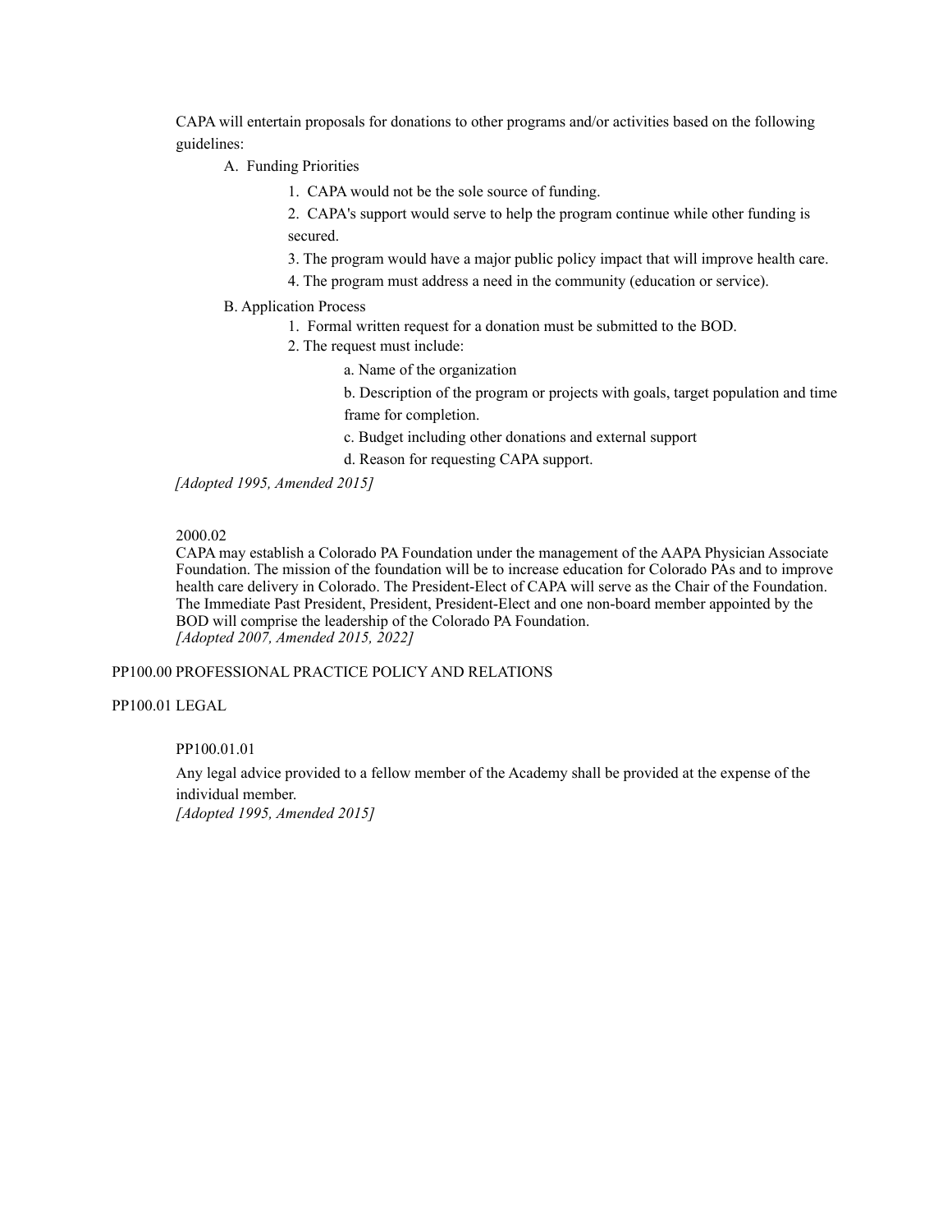CAPA will entertain proposals for donations to other programs and/or activities based on the following guidelines:

A. Funding Priorities

1. CAPA would not be the sole source of funding.
2. CAPA's support would serve to help the program continue while other funding is secured.
3. The program would have a major public policy impact that will improve health care.
4. The program must address a need in the community (education or service).

B. Application Process

1. Formal written request for a donation must be submitted to the BOD.
2. The request must include:
   a. Name of the organization
   b. Description of the program or projects with goals, target population and time frame for completion.
   c. Budget including other donations and external support
   d. Reason for requesting CAPA support.

*[Adopted 1995, Amended 2015]*

2000.02

CAPA may establish a Colorado PA Foundation under the management of the AAPA Physician Associate Foundation. The mission of the foundation will be to increase education for Colorado PAs and to improve health care delivery in Colorado. The President-Elect of CAPA will serve as the Chair of the Foundation. The Immediate Past President, President, President-Elect and one non-board member appointed by the BOD will comprise the leadership of the Colorado PA Foundation.

*[Adopted 2007, Amended 2015, 2022]*

## PP100.00 PROFESSIONAL PRACTICE POLICY AND RELATIONS

### PP100.01 LEGAL

PP100.01.01

Any legal advice provided to a fellow member of the Academy shall be provided at the expense of the individual member.

*[Adopted 1995, Amended 2015]*